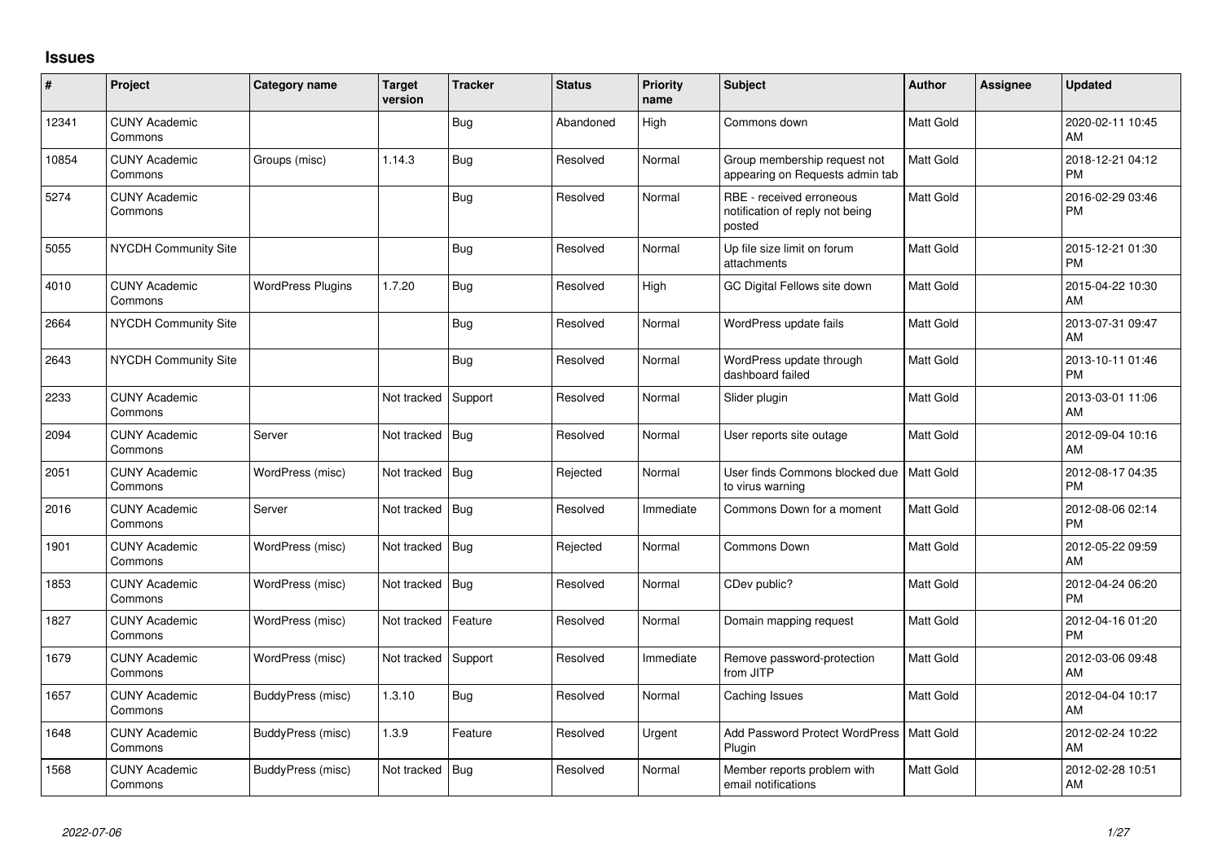## Issues

| # | Project | Category name | Target version | Tracker | Status | Priority name | Subject | Author | Assignee | Updated |
|---|---|---|---|---|---|---|---|---|---|---|
| 12341 | CUNY Academic Commons | | | Bug | Abandoned | High | Commons down | Matt Gold | | 2020-02-11 10:45 AM |
| 10854 | CUNY Academic Commons | Groups (misc) | 1.14.3 | Bug | Resolved | Normal | Group membership request not appearing on Requests admin tab | Matt Gold | | 2018-12-21 04:12 PM |
| 5274 | CUNY Academic Commons | | | Bug | Resolved | Normal | RBE - received erroneous notification of reply not being posted | Matt Gold | | 2016-02-29 03:46 PM |
| 5055 | NYCDH Community Site | | | Bug | Resolved | Normal | Up file size limit on forum attachments | Matt Gold | | 2015-12-21 01:30 PM |
| 4010 | CUNY Academic Commons | WordPress Plugins | 1.7.20 | Bug | Resolved | High | GC Digital Fellows site down | Matt Gold | | 2015-04-22 10:30 AM |
| 2664 | NYCDH Community Site | | | Bug | Resolved | Normal | WordPress update fails | Matt Gold | | 2013-07-31 09:47 AM |
| 2643 | NYCDH Community Site | | | Bug | Resolved | Normal | WordPress update through dashboard failed | Matt Gold | | 2013-10-11 01:46 PM |
| 2233 | CUNY Academic Commons | | Not tracked | Support | Resolved | Normal | Slider plugin | Matt Gold | | 2013-03-01 11:06 AM |
| 2094 | CUNY Academic Commons | Server | Not tracked | Bug | Resolved | Normal | User reports site outage | Matt Gold | | 2012-09-04 10:16 AM |
| 2051 | CUNY Academic Commons | WordPress (misc) | Not tracked | Bug | Rejected | Normal | User finds Commons blocked due to virus warning | Matt Gold | | 2012-08-17 04:35 PM |
| 2016 | CUNY Academic Commons | Server | Not tracked | Bug | Resolved | Immediate | Commons Down for a moment | Matt Gold | | 2012-08-06 02:14 PM |
| 1901 | CUNY Academic Commons | WordPress (misc) | Not tracked | Bug | Rejected | Normal | Commons Down | Matt Gold | | 2012-05-22 09:59 AM |
| 1853 | CUNY Academic Commons | WordPress (misc) | Not tracked | Bug | Resolved | Normal | CDev public? | Matt Gold | | 2012-04-24 06:20 PM |
| 1827 | CUNY Academic Commons | WordPress (misc) | Not tracked | Feature | Resolved | Normal | Domain mapping request | Matt Gold | | 2012-04-16 01:20 PM |
| 1679 | CUNY Academic Commons | WordPress (misc) | Not tracked | Support | Resolved | Immediate | Remove password-protection from JITP | Matt Gold | | 2012-03-06 09:48 AM |
| 1657 | CUNY Academic Commons | BuddyPress (misc) | 1.3.10 | Bug | Resolved | Normal | Caching Issues | Matt Gold | | 2012-04-04 10:17 AM |
| 1648 | CUNY Academic Commons | BuddyPress (misc) | 1.3.9 | Feature | Resolved | Urgent | Add Password Protect WordPress Plugin | Matt Gold | | 2012-02-24 10:22 AM |
| 1568 | CUNY Academic Commons | BuddyPress (misc) | Not tracked | Bug | Resolved | Normal | Member reports problem with email notifications | Matt Gold | | 2012-02-28 10:51 AM |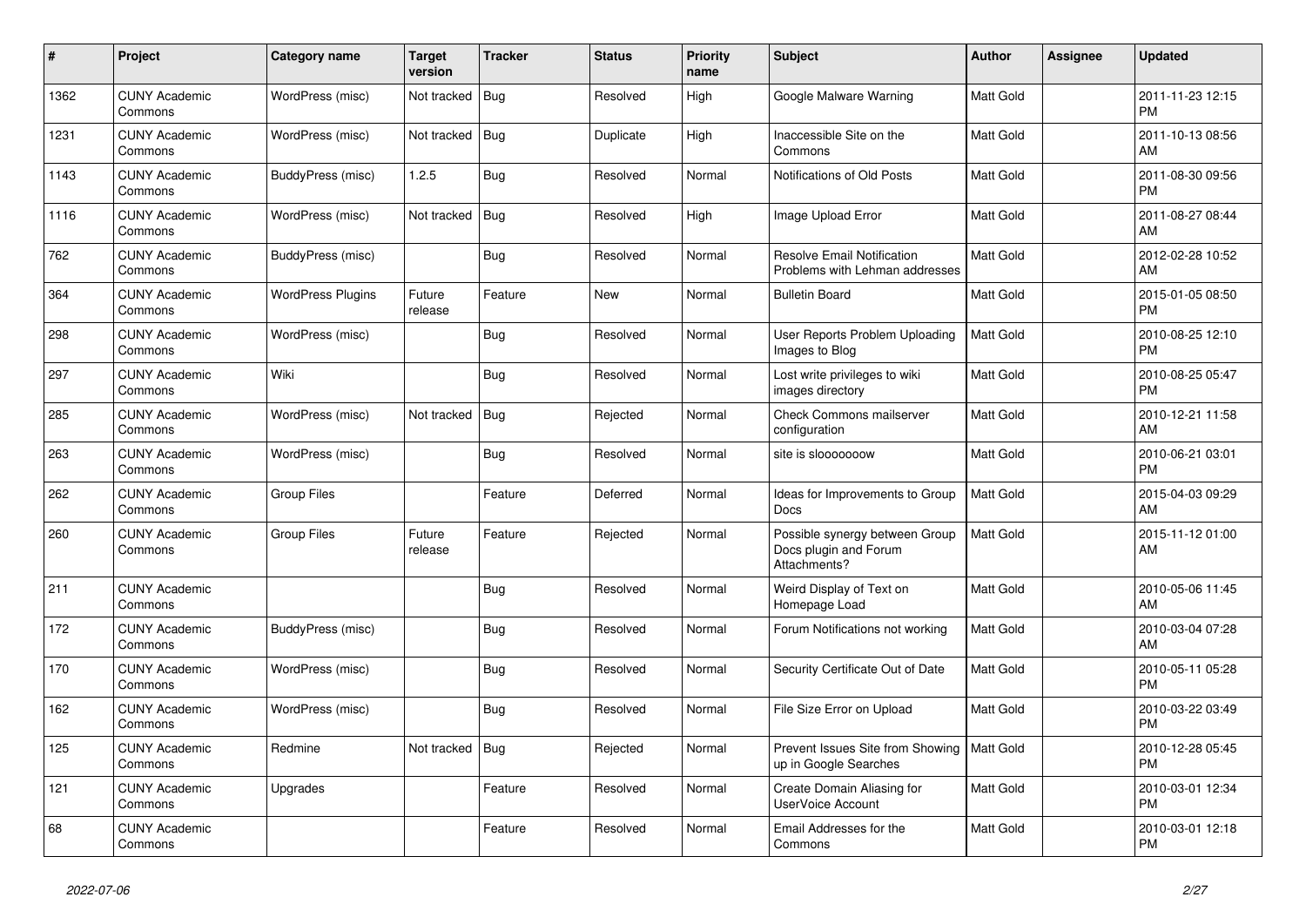| # | Project | Category name | Target version | Tracker | Status | Priority name | Subject | Author | Assignee | Updated |
|---|---|---|---|---|---|---|---|---|---|---|
| 1362 | CUNY Academic Commons | WordPress (misc) | Not tracked | Bug | Resolved | High | Google Malware Warning | Matt Gold | | 2011-11-23 12:15 PM |
| 1231 | CUNY Academic Commons | WordPress (misc) | Not tracked | Bug | Duplicate | High | Inaccessible Site on the Commons | Matt Gold | | 2011-10-13 08:56 AM |
| 1143 | CUNY Academic Commons | BuddyPress (misc) | 1.2.5 | Bug | Resolved | Normal | Notifications of Old Posts | Matt Gold | | 2011-08-30 09:56 PM |
| 1116 | CUNY Academic Commons | WordPress (misc) | Not tracked | Bug | Resolved | High | Image Upload Error | Matt Gold | | 2011-08-27 08:44 AM |
| 762 | CUNY Academic Commons | BuddyPress (misc) | | Bug | Resolved | Normal | Resolve Email Notification Problems with Lehman addresses | Matt Gold | | 2012-02-28 10:52 AM |
| 364 | CUNY Academic Commons | WordPress Plugins | Future release | Feature | New | Normal | Bulletin Board | Matt Gold | | 2015-01-05 08:50 PM |
| 298 | CUNY Academic Commons | WordPress (misc) | | Bug | Resolved | Normal | User Reports Problem Uploading Images to Blog | Matt Gold | | 2010-08-25 12:10 PM |
| 297 | CUNY Academic Commons | Wiki | | Bug | Resolved | Normal | Lost write privileges to wiki images directory | Matt Gold | | 2010-08-25 05:47 PM |
| 285 | CUNY Academic Commons | WordPress (misc) | Not tracked | Bug | Rejected | Normal | Check Commons mailserver configuration | Matt Gold | | 2010-12-21 11:58 AM |
| 263 | CUNY Academic Commons | WordPress (misc) | | Bug | Resolved | Normal | site is slooooooow | Matt Gold | | 2010-06-21 03:01 PM |
| 262 | CUNY Academic Commons | Group Files | | Feature | Deferred | Normal | Ideas for Improvements to Group Docs | Matt Gold | | 2015-04-03 09:29 AM |
| 260 | CUNY Academic Commons | Group Files | Future release | Feature | Rejected | Normal | Possible synergy between Group Docs plugin and Forum Attachments? | Matt Gold | | 2015-11-12 01:00 AM |
| 211 | CUNY Academic Commons | | | Bug | Resolved | Normal | Weird Display of Text on Homepage Load | Matt Gold | | 2010-05-06 11:45 AM |
| 172 | CUNY Academic Commons | BuddyPress (misc) | | Bug | Resolved | Normal | Forum Notifications not working | Matt Gold | | 2010-03-04 07:28 AM |
| 170 | CUNY Academic Commons | WordPress (misc) | | Bug | Resolved | Normal | Security Certificate Out of Date | Matt Gold | | 2010-05-11 05:28 PM |
| 162 | CUNY Academic Commons | WordPress (misc) | | Bug | Resolved | Normal | File Size Error on Upload | Matt Gold | | 2010-03-22 03:49 PM |
| 125 | CUNY Academic Commons | Redmine | Not tracked | Bug | Rejected | Normal | Prevent Issues Site from Showing up in Google Searches | Matt Gold | | 2010-12-28 05:45 PM |
| 121 | CUNY Academic Commons | Upgrades | | Feature | Resolved | Normal | Create Domain Aliasing for UserVoice Account | Matt Gold | | 2010-03-01 12:34 PM |
| 68 | CUNY Academic Commons | | | Feature | Resolved | Normal | Email Addresses for the Commons | Matt Gold | | 2010-03-01 12:18 PM |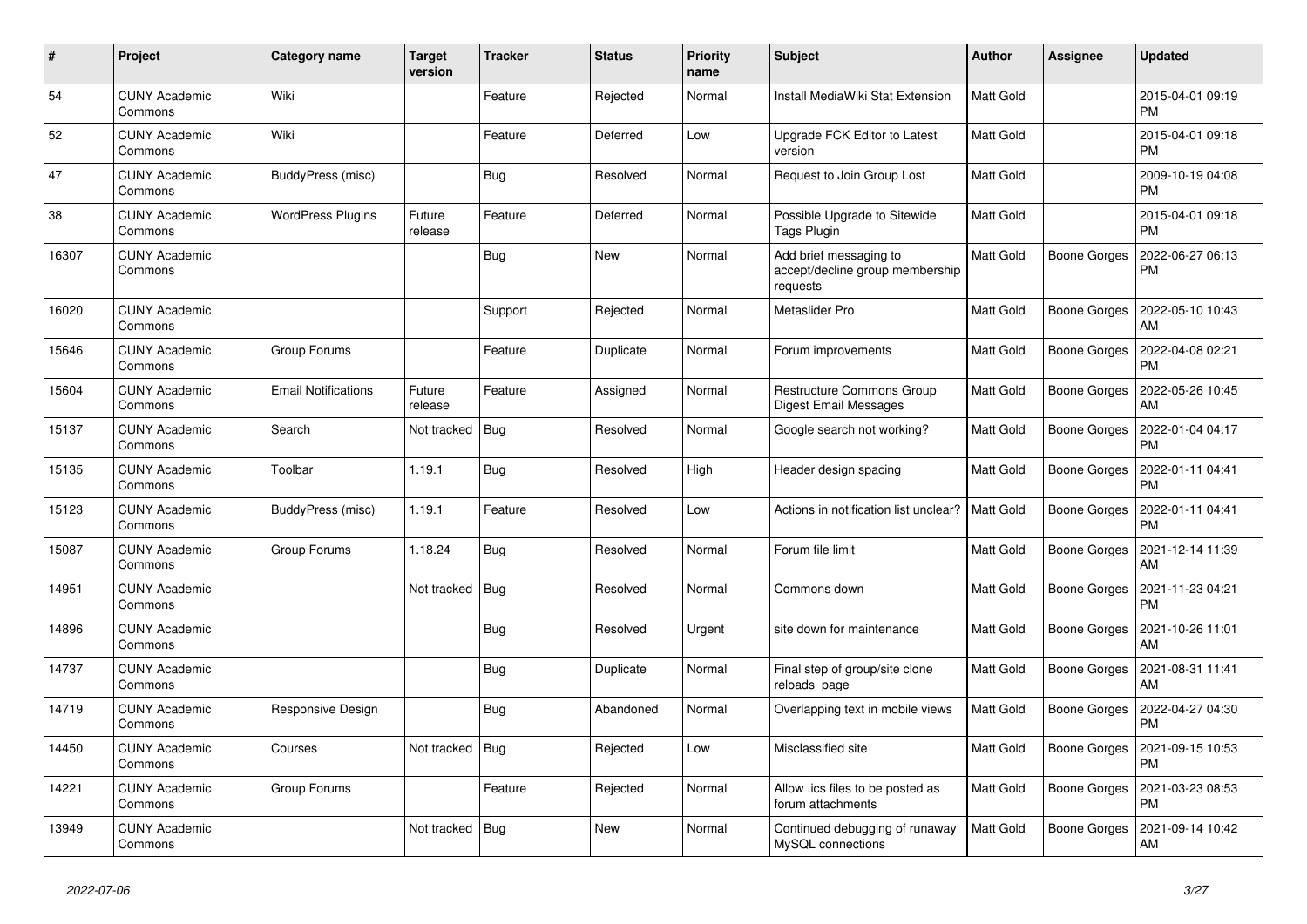| # | Project | Category name | Target version | Tracker | Status | Priority name | Subject | Author | Assignee | Updated |
|---|---|---|---|---|---|---|---|---|---|---|
| 54 | CUNY Academic Commons | Wiki | | Feature | Rejected | Normal | Install MediaWiki Stat Extension | Matt Gold | | 2015-04-01 09:19 PM |
| 52 | CUNY Academic Commons | Wiki | | Feature | Deferred | Low | Upgrade FCK Editor to Latest version | Matt Gold | | 2015-04-01 09:18 PM |
| 47 | CUNY Academic Commons | BuddyPress (misc) | | Bug | Resolved | Normal | Request to Join Group Lost | Matt Gold | | 2009-10-19 04:08 PM |
| 38 | CUNY Academic Commons | WordPress Plugins | Future release | Feature | Deferred | Normal | Possible Upgrade to Sitewide Tags Plugin | Matt Gold | | 2015-04-01 09:18 PM |
| 16307 | CUNY Academic Commons | | | Bug | New | Normal | Add brief messaging to accept/decline group membership requests | Matt Gold | Boone Gorges | 2022-06-27 06:13 PM |
| 16020 | CUNY Academic Commons | | | Support | Rejected | Normal | Metaslider Pro | Matt Gold | Boone Gorges | 2022-05-10 10:43 AM |
| 15646 | CUNY Academic Commons | Group Forums | | Feature | Duplicate | Normal | Forum improvements | Matt Gold | Boone Gorges | 2022-04-08 02:21 PM |
| 15604 | CUNY Academic Commons | Email Notifications | Future release | Feature | Assigned | Normal | Restructure Commons Group Digest Email Messages | Matt Gold | Boone Gorges | 2022-05-26 10:45 AM |
| 15137 | CUNY Academic Commons | Search | Not tracked | Bug | Resolved | Normal | Google search not working? | Matt Gold | Boone Gorges | 2022-01-04 04:17 PM |
| 15135 | CUNY Academic Commons | Toolbar | 1.19.1 | Bug | Resolved | High | Header design spacing | Matt Gold | Boone Gorges | 2022-01-11 04:41 PM |
| 15123 | CUNY Academic Commons | BuddyPress (misc) | 1.19.1 | Feature | Resolved | Low | Actions in notification list unclear? | Matt Gold | Boone Gorges | 2022-01-11 04:41 PM |
| 15087 | CUNY Academic Commons | Group Forums | 1.18.24 | Bug | Resolved | Normal | Forum file limit | Matt Gold | Boone Gorges | 2021-12-14 11:39 AM |
| 14951 | CUNY Academic Commons | | Not tracked | Bug | Resolved | Normal | Commons down | Matt Gold | Boone Gorges | 2021-11-23 04:21 PM |
| 14896 | CUNY Academic Commons | | | Bug | Resolved | Urgent | site down for maintenance | Matt Gold | Boone Gorges | 2021-10-26 11:01 AM |
| 14737 | CUNY Academic Commons | | | Bug | Duplicate | Normal | Final step of group/site clone reloads page | Matt Gold | Boone Gorges | 2021-08-31 11:41 AM |
| 14719 | CUNY Academic Commons | Responsive Design | | Bug | Abandoned | Normal | Overlapping text in mobile views | Matt Gold | Boone Gorges | 2022-04-27 04:30 PM |
| 14450 | CUNY Academic Commons | Courses | Not tracked | Bug | Rejected | Low | Misclassified site | Matt Gold | Boone Gorges | 2021-09-15 10:53 PM |
| 14221 | CUNY Academic Commons | Group Forums | | Feature | Rejected | Normal | Allow .ics files to be posted as forum attachments | Matt Gold | Boone Gorges | 2021-03-23 08:53 PM |
| 13949 | CUNY Academic Commons | | Not tracked | Bug | New | Normal | Continued debugging of runaway MySQL connections | Matt Gold | Boone Gorges | 2021-09-14 10:42 AM |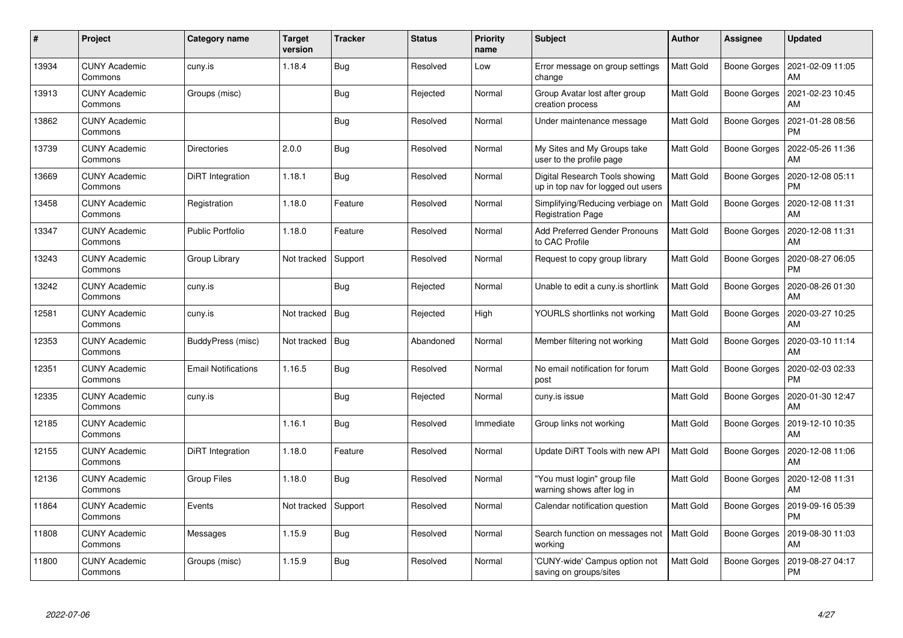| # | Project | Category name | Target version | Tracker | Status | Priority name | Subject | Author | Assignee | Updated |
|---|---|---|---|---|---|---|---|---|---|---|
| 13934 | CUNY Academic Commons | cuny.is | 1.18.4 | Bug | Resolved | Low | Error message on group settings change | Matt Gold | Boone Gorges | 2021-02-09 11:05 AM |
| 13913 | CUNY Academic Commons | Groups (misc) | | Bug | Rejected | Normal | Group Avatar lost after group creation process | Matt Gold | Boone Gorges | 2021-02-23 10:45 AM |
| 13862 | CUNY Academic Commons | | | Bug | Resolved | Normal | Under maintenance message | Matt Gold | Boone Gorges | 2021-01-28 08:56 PM |
| 13739 | CUNY Academic Commons | Directories | 2.0.0 | Bug | Resolved | Normal | My Sites and My Groups take user to the profile page | Matt Gold | Boone Gorges | 2022-05-26 11:36 AM |
| 13669 | CUNY Academic Commons | DiRT Integration | 1.18.1 | Bug | Resolved | Normal | Digital Research Tools showing up in top nav for logged out users | Matt Gold | Boone Gorges | 2020-12-08 05:11 PM |
| 13458 | CUNY Academic Commons | Registration | 1.18.0 | Feature | Resolved | Normal | Simplifying/Reducing verbiage on Registration Page | Matt Gold | Boone Gorges | 2020-12-08 11:31 AM |
| 13347 | CUNY Academic Commons | Public Portfolio | 1.18.0 | Feature | Resolved | Normal | Add Preferred Gender Pronouns to CAC Profile | Matt Gold | Boone Gorges | 2020-12-08 11:31 AM |
| 13243 | CUNY Academic Commons | Group Library | Not tracked | Support | Resolved | Normal | Request to copy group library | Matt Gold | Boone Gorges | 2020-08-27 06:05 PM |
| 13242 | CUNY Academic Commons | cuny.is | | Bug | Rejected | Normal | Unable to edit a cuny.is shortlink | Matt Gold | Boone Gorges | 2020-08-26 01:30 AM |
| 12581 | CUNY Academic Commons | cuny.is | Not tracked | Bug | Rejected | High | YOURLS shortlinks not working | Matt Gold | Boone Gorges | 2020-03-27 10:25 AM |
| 12353 | CUNY Academic Commons | BuddyPress (misc) | Not tracked | Bug | Abandoned | Normal | Member filtering not working | Matt Gold | Boone Gorges | 2020-03-10 11:14 AM |
| 12351 | CUNY Academic Commons | Email Notifications | 1.16.5 | Bug | Resolved | Normal | No email notification for forum post | Matt Gold | Boone Gorges | 2020-02-03 02:33 PM |
| 12335 | CUNY Academic Commons | cuny.is | | Bug | Rejected | Normal | cuny.is issue | Matt Gold | Boone Gorges | 2020-01-30 12:47 AM |
| 12185 | CUNY Academic Commons | | 1.16.1 | Bug | Resolved | Immediate | Group links not working | Matt Gold | Boone Gorges | 2019-12-10 10:35 AM |
| 12155 | CUNY Academic Commons | DiRT Integration | 1.18.0 | Feature | Resolved | Normal | Update DiRT Tools with new API | Matt Gold | Boone Gorges | 2020-12-08 11:06 AM |
| 12136 | CUNY Academic Commons | Group Files | 1.18.0 | Bug | Resolved | Normal | "You must login" group file warning shows after log in | Matt Gold | Boone Gorges | 2020-12-08 11:31 AM |
| 11864 | CUNY Academic Commons | Events | Not tracked | Support | Resolved | Normal | Calendar notification question | Matt Gold | Boone Gorges | 2019-09-16 05:39 PM |
| 11808 | CUNY Academic Commons | Messages | 1.15.9 | Bug | Resolved | Normal | Search function on messages not working | Matt Gold | Boone Gorges | 2019-08-30 11:03 AM |
| 11800 | CUNY Academic Commons | Groups (misc) | 1.15.9 | Bug | Resolved | Normal | 'CUNY-wide' Campus option not saving on groups/sites | Matt Gold | Boone Gorges | 2019-08-27 04:17 PM |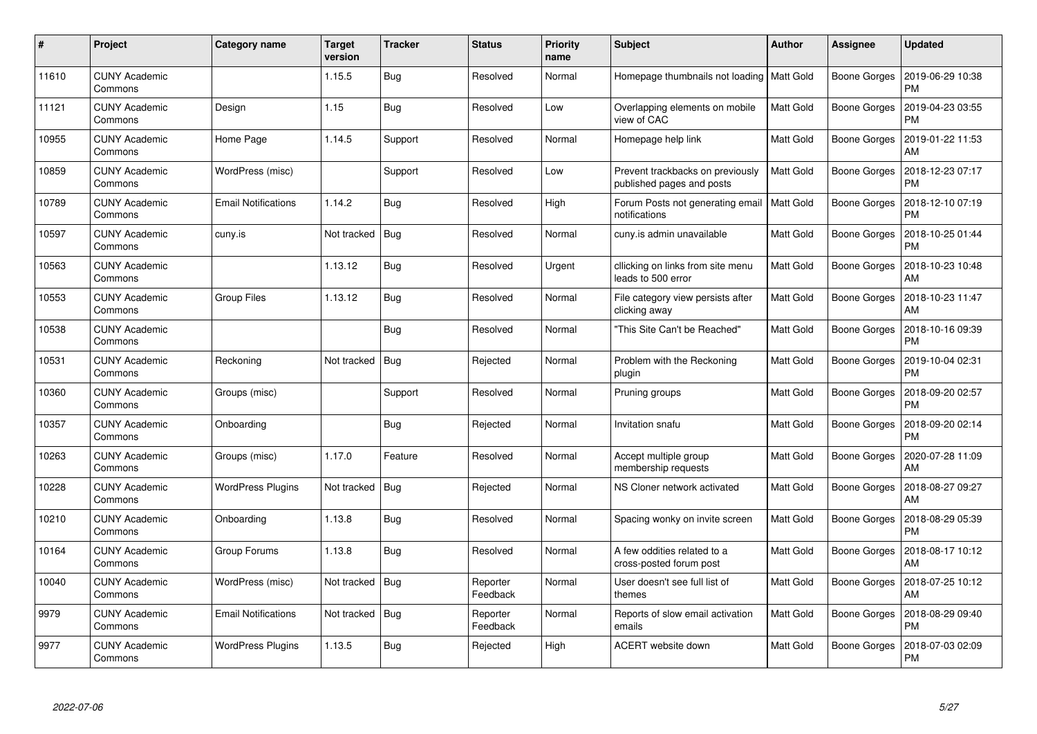| # | Project | Category name | Target version | Tracker | Status | Priority name | Subject | Author | Assignee | Updated |
|---|---|---|---|---|---|---|---|---|---|---|
| 11610 | CUNY Academic Commons | | 1.15.5 | Bug | Resolved | Normal | Homepage thumbnails not loading | Matt Gold | Boone Gorges | 2019-06-29 10:38 PM |
| 11121 | CUNY Academic Commons | Design | 1.15 | Bug | Resolved | Low | Overlapping elements on mobile view of CAC | Matt Gold | Boone Gorges | 2019-04-23 03:55 PM |
| 10955 | CUNY Academic Commons | Home Page | 1.14.5 | Support | Resolved | Normal | Homepage help link | Matt Gold | Boone Gorges | 2019-01-22 11:53 AM |
| 10859 | CUNY Academic Commons | WordPress (misc) | | Support | Resolved | Low | Prevent trackbacks on previously published pages and posts | Matt Gold | Boone Gorges | 2018-12-23 07:17 PM |
| 10789 | CUNY Academic Commons | Email Notifications | 1.14.2 | Bug | Resolved | High | Forum Posts not generating email notifications | Matt Gold | Boone Gorges | 2018-12-10 07:19 PM |
| 10597 | CUNY Academic Commons | cuny.is | Not tracked | Bug | Resolved | Normal | cuny.is admin unavailable | Matt Gold | Boone Gorges | 2018-10-25 01:44 PM |
| 10563 | CUNY Academic Commons | | 1.13.12 | Bug | Resolved | Urgent | cllicking on links from site menu leads to 500 error | Matt Gold | Boone Gorges | 2018-10-23 10:48 AM |
| 10553 | CUNY Academic Commons | Group Files | 1.13.12 | Bug | Resolved | Normal | File category view persists after clicking away | Matt Gold | Boone Gorges | 2018-10-23 11:47 AM |
| 10538 | CUNY Academic Commons | | | Bug | Resolved | Normal | "This Site Can't be Reached" | Matt Gold | Boone Gorges | 2018-10-16 09:39 PM |
| 10531 | CUNY Academic Commons | Reckoning | Not tracked | Bug | Rejected | Normal | Problem with the Reckoning plugin | Matt Gold | Boone Gorges | 2019-10-04 02:31 PM |
| 10360 | CUNY Academic Commons | Groups (misc) | | Support | Resolved | Normal | Pruning groups | Matt Gold | Boone Gorges | 2018-09-20 02:57 PM |
| 10357 | CUNY Academic Commons | Onboarding | | Bug | Rejected | Normal | Invitation snafu | Matt Gold | Boone Gorges | 2018-09-20 02:14 PM |
| 10263 | CUNY Academic Commons | Groups (misc) | 1.17.0 | Feature | Resolved | Normal | Accept multiple group membership requests | Matt Gold | Boone Gorges | 2020-07-28 11:09 AM |
| 10228 | CUNY Academic Commons | WordPress Plugins | Not tracked | Bug | Rejected | Normal | NS Cloner network activated | Matt Gold | Boone Gorges | 2018-08-27 09:27 AM |
| 10210 | CUNY Academic Commons | Onboarding | 1.13.8 | Bug | Resolved | Normal | Spacing wonky on invite screen | Matt Gold | Boone Gorges | 2018-08-29 05:39 PM |
| 10164 | CUNY Academic Commons | Group Forums | 1.13.8 | Bug | Resolved | Normal | A few oddities related to a cross-posted forum post | Matt Gold | Boone Gorges | 2018-08-17 10:12 AM |
| 10040 | CUNY Academic Commons | WordPress (misc) | Not tracked | Bug | Reporter Feedback | Normal | User doesn't see full list of themes | Matt Gold | Boone Gorges | 2018-07-25 10:12 AM |
| 9979 | CUNY Academic Commons | Email Notifications | Not tracked | Bug | Reporter Feedback | Normal | Reports of slow email activation emails | Matt Gold | Boone Gorges | 2018-08-29 09:40 PM |
| 9977 | CUNY Academic Commons | WordPress Plugins | 1.13.5 | Bug | Rejected | High | ACERT website down | Matt Gold | Boone Gorges | 2018-07-03 02:09 PM |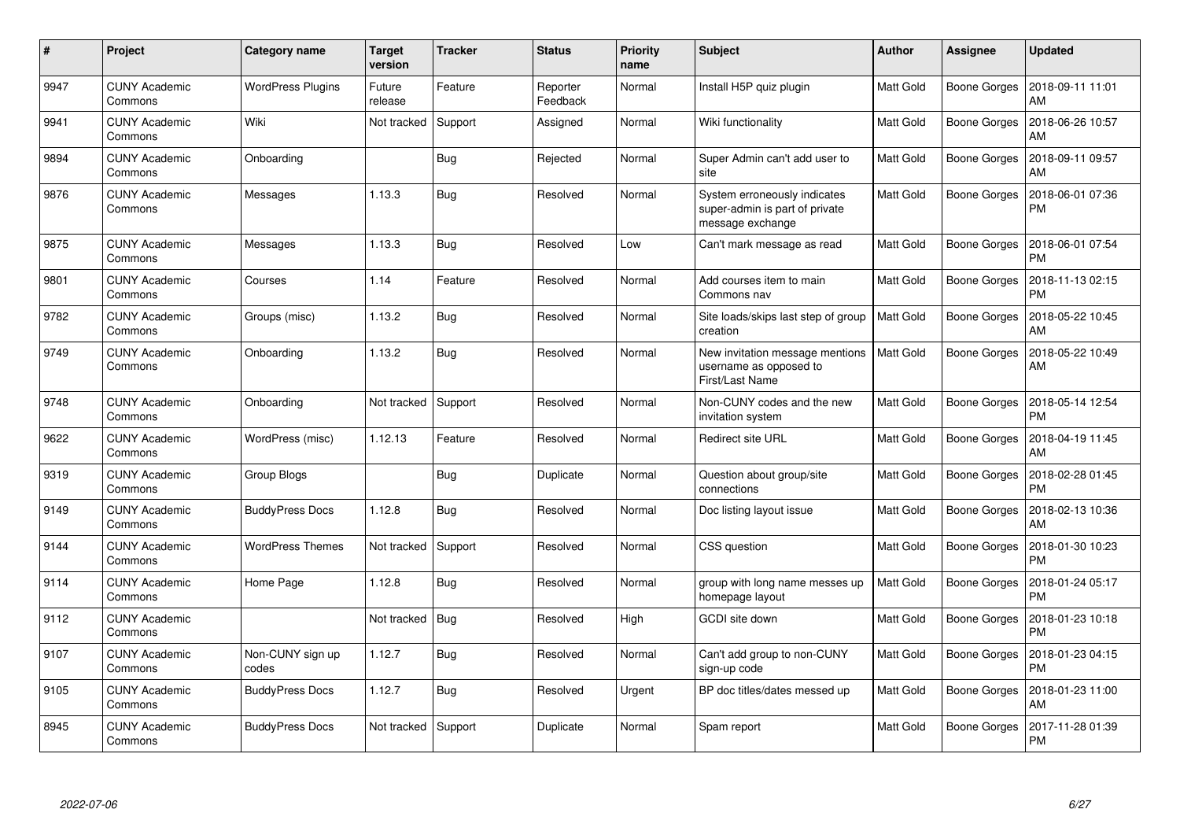| # | Project | Category name | Target version | Tracker | Status | Priority name | Subject | Author | Assignee | Updated |
|---|---|---|---|---|---|---|---|---|---|---|
| 9947 | CUNY Academic Commons | WordPress Plugins | Future release | Feature | Reporter Feedback | Normal | Install H5P quiz plugin | Matt Gold | Boone Gorges | 2018-09-11 11:01 AM |
| 9941 | CUNY Academic Commons | Wiki | Not tracked | Support | Assigned | Normal | Wiki functionality | Matt Gold | Boone Gorges | 2018-06-26 10:57 AM |
| 9894 | CUNY Academic Commons | Onboarding | | Bug | Rejected | Normal | Super Admin can't add user to site | Matt Gold | Boone Gorges | 2018-09-11 09:57 AM |
| 9876 | CUNY Academic Commons | Messages | 1.13.3 | Bug | Resolved | Normal | System erroneously indicates super-admin is part of private message exchange | Matt Gold | Boone Gorges | 2018-06-01 07:36 PM |
| 9875 | CUNY Academic Commons | Messages | 1.13.3 | Bug | Resolved | Low | Can't mark message as read | Matt Gold | Boone Gorges | 2018-06-01 07:54 PM |
| 9801 | CUNY Academic Commons | Courses | 1.14 | Feature | Resolved | Normal | Add courses item to main Commons nav | Matt Gold | Boone Gorges | 2018-11-13 02:15 PM |
| 9782 | CUNY Academic Commons | Groups (misc) | 1.13.2 | Bug | Resolved | Normal | Site loads/skips last step of group creation | Matt Gold | Boone Gorges | 2018-05-22 10:45 AM |
| 9749 | CUNY Academic Commons | Onboarding | 1.13.2 | Bug | Resolved | Normal | New invitation message mentions username as opposed to First/Last Name | Matt Gold | Boone Gorges | 2018-05-22 10:49 AM |
| 9748 | CUNY Academic Commons | Onboarding | Not tracked | Support | Resolved | Normal | Non-CUNY codes and the new invitation system | Matt Gold | Boone Gorges | 2018-05-14 12:54 PM |
| 9622 | CUNY Academic Commons | WordPress (misc) | 1.12.13 | Feature | Resolved | Normal | Redirect site URL | Matt Gold | Boone Gorges | 2018-04-19 11:45 AM |
| 9319 | CUNY Academic Commons | Group Blogs | | Bug | Duplicate | Normal | Question about group/site connections | Matt Gold | Boone Gorges | 2018-02-28 01:45 PM |
| 9149 | CUNY Academic Commons | BuddyPress Docs | 1.12.8 | Bug | Resolved | Normal | Doc listing layout issue | Matt Gold | Boone Gorges | 2018-02-13 10:36 AM |
| 9144 | CUNY Academic Commons | WordPress Themes | Not tracked | Support | Resolved | Normal | CSS question | Matt Gold | Boone Gorges | 2018-01-30 10:23 PM |
| 9114 | CUNY Academic Commons | Home Page | 1.12.8 | Bug | Resolved | Normal | group with long name messes up homepage layout | Matt Gold | Boone Gorges | 2018-01-24 05:17 PM |
| 9112 | CUNY Academic Commons | | Not tracked | Bug | Resolved | High | GCDI site down | Matt Gold | Boone Gorges | 2018-01-23 10:18 PM |
| 9107 | CUNY Academic Commons | Non-CUNY sign up codes | 1.12.7 | Bug | Resolved | Normal | Can't add group to non-CUNY sign-up code | Matt Gold | Boone Gorges | 2018-01-23 04:15 PM |
| 9105 | CUNY Academic Commons | BuddyPress Docs | 1.12.7 | Bug | Resolved | Urgent | BP doc titles/dates messed up | Matt Gold | Boone Gorges | 2018-01-23 11:00 AM |
| 8945 | CUNY Academic Commons | BuddyPress Docs | Not tracked | Support | Duplicate | Normal | Spam report | Matt Gold | Boone Gorges | 2017-11-28 01:39 PM |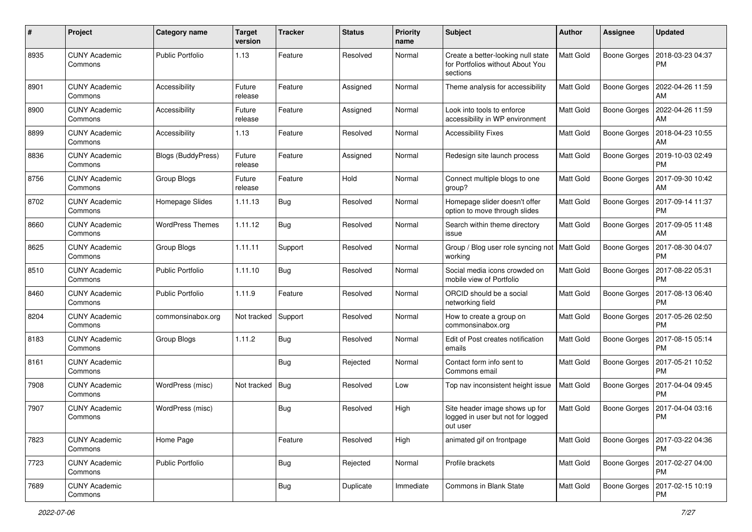| # | Project | Category name | Target version | Tracker | Status | Priority name | Subject | Author | Assignee | Updated |
|---|---|---|---|---|---|---|---|---|---|---|
| 8935 | CUNY Academic Commons | Public Portfolio | 1.13 | Feature | Resolved | Normal | Create a better-looking null state for Portfolios without About You sections | Matt Gold | Boone Gorges | 2018-03-23 04:37 PM |
| 8901 | CUNY Academic Commons | Accessibility | Future release | Feature | Assigned | Normal | Theme analysis for accessibility | Matt Gold | Boone Gorges | 2022-04-26 11:59 AM |
| 8900 | CUNY Academic Commons | Accessibility | Future release | Feature | Assigned | Normal | Look into tools to enforce accessibility in WP environment | Matt Gold | Boone Gorges | 2022-04-26 11:59 AM |
| 8899 | CUNY Academic Commons | Accessibility | 1.13 | Feature | Resolved | Normal | Accessibility Fixes | Matt Gold | Boone Gorges | 2018-04-23 10:55 AM |
| 8836 | CUNY Academic Commons | Blogs (BuddyPress) | Future release | Feature | Assigned | Normal | Redesign site launch process | Matt Gold | Boone Gorges | 2019-10-03 02:49 PM |
| 8756 | CUNY Academic Commons | Group Blogs | Future release | Feature | Hold | Normal | Connect multiple blogs to one group? | Matt Gold | Boone Gorges | 2017-09-30 10:42 AM |
| 8702 | CUNY Academic Commons | Homepage Slides | 1.11.13 | Bug | Resolved | Normal | Homepage slider doesn't offer option to move through slides | Matt Gold | Boone Gorges | 2017-09-14 11:37 PM |
| 8660 | CUNY Academic Commons | WordPress Themes | 1.11.12 | Bug | Resolved | Normal | Search within theme directory issue | Matt Gold | Boone Gorges | 2017-09-05 11:48 AM |
| 8625 | CUNY Academic Commons | Group Blogs | 1.11.11 | Support | Resolved | Normal | Group / Blog user role syncing not working | Matt Gold | Boone Gorges | 2017-08-30 04:07 PM |
| 8510 | CUNY Academic Commons | Public Portfolio | 1.11.10 | Bug | Resolved | Normal | Social media icons crowded on mobile view of Portfolio | Matt Gold | Boone Gorges | 2017-08-22 05:31 PM |
| 8460 | CUNY Academic Commons | Public Portfolio | 1.11.9 | Feature | Resolved | Normal | ORCID should be a social networking field | Matt Gold | Boone Gorges | 2017-08-13 06:40 PM |
| 8204 | CUNY Academic Commons | commonsinabox.org | Not tracked | Support | Resolved | Normal | How to create a group on commonsinabox.org | Matt Gold | Boone Gorges | 2017-05-26 02:50 PM |
| 8183 | CUNY Academic Commons | Group Blogs | 1.11.2 | Bug | Resolved | Normal | Edit of Post creates notification emails | Matt Gold | Boone Gorges | 2017-08-15 05:14 PM |
| 8161 | CUNY Academic Commons | | | Bug | Rejected | Normal | Contact form info sent to Commons email | Matt Gold | Boone Gorges | 2017-05-21 10:52 PM |
| 7908 | CUNY Academic Commons | WordPress (misc) | Not tracked | Bug | Resolved | Low | Top nav inconsistent height issue | Matt Gold | Boone Gorges | 2017-04-04 09:45 PM |
| 7907 | CUNY Academic Commons | WordPress (misc) | | Bug | Resolved | High | Site header image shows up for logged in user but not for logged out user | Matt Gold | Boone Gorges | 2017-04-04 03:16 PM |
| 7823 | CUNY Academic Commons | Home Page | | Feature | Resolved | High | animated gif on frontpage | Matt Gold | Boone Gorges | 2017-03-22 04:36 PM |
| 7723 | CUNY Academic Commons | Public Portfolio | | Bug | Rejected | Normal | Profile brackets | Matt Gold | Boone Gorges | 2017-02-27 04:00 PM |
| 7689 | CUNY Academic Commons | | | Bug | Duplicate | Immediate | Commons in Blank State | Matt Gold | Boone Gorges | 2017-02-15 10:19 PM |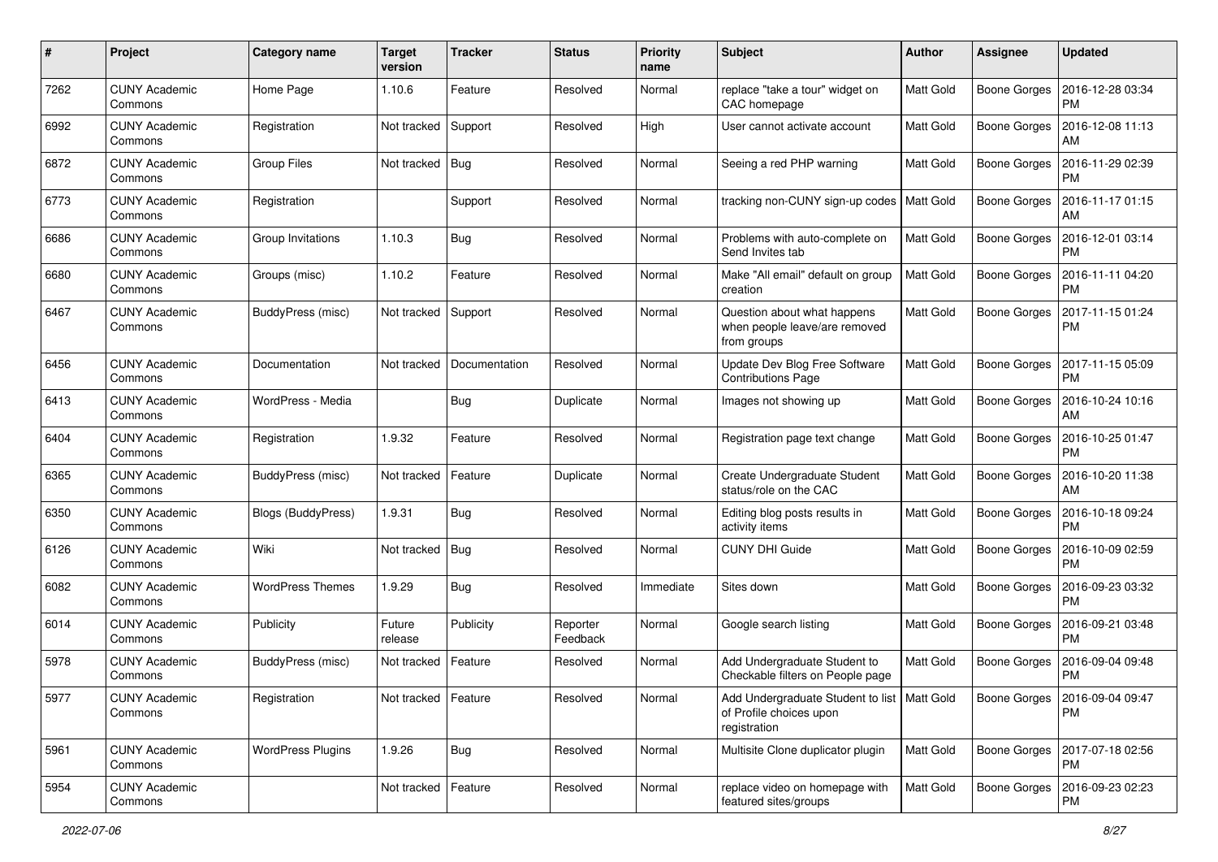| # | Project | Category name | Target version | Tracker | Status | Priority name | Subject | Author | Assignee | Updated |
|---|---|---|---|---|---|---|---|---|---|---|
| 7262 | CUNY Academic Commons | Home Page | 1.10.6 | Feature | Resolved | Normal | replace "take a tour" widget on CAC homepage | Matt Gold | Boone Gorges | 2016-12-28 03:34 PM |
| 6992 | CUNY Academic Commons | Registration | Not tracked | Support | Resolved | High | User cannot activate account | Matt Gold | Boone Gorges | 2016-12-08 11:13 AM |
| 6872 | CUNY Academic Commons | Group Files | Not tracked | Bug | Resolved | Normal | Seeing a red PHP warning | Matt Gold | Boone Gorges | 2016-11-29 02:39 PM |
| 6773 | CUNY Academic Commons | Registration | | Support | Resolved | Normal | tracking non-CUNY sign-up codes | Matt Gold | Boone Gorges | 2016-11-17 01:15 AM |
| 6686 | CUNY Academic Commons | Group Invitations | 1.10.3 | Bug | Resolved | Normal | Problems with auto-complete on Send Invites tab | Matt Gold | Boone Gorges | 2016-12-01 03:14 PM |
| 6680 | CUNY Academic Commons | Groups (misc) | 1.10.2 | Feature | Resolved | Normal | Make "All email" default on group creation | Matt Gold | Boone Gorges | 2016-11-11 04:20 PM |
| 6467 | CUNY Academic Commons | BuddyPress (misc) | Not tracked | Support | Resolved | Normal | Question about what happens when people leave/are removed from groups | Matt Gold | Boone Gorges | 2017-11-15 01:24 PM |
| 6456 | CUNY Academic Commons | Documentation | Not tracked | Documentation | Resolved | Normal | Update Dev Blog Free Software Contributions Page | Matt Gold | Boone Gorges | 2017-11-15 05:09 PM |
| 6413 | CUNY Academic Commons | WordPress - Media | | Bug | Duplicate | Normal | Images not showing up | Matt Gold | Boone Gorges | 2016-10-24 10:16 AM |
| 6404 | CUNY Academic Commons | Registration | 1.9.32 | Feature | Resolved | Normal | Registration page text change | Matt Gold | Boone Gorges | 2016-10-25 01:47 PM |
| 6365 | CUNY Academic Commons | BuddyPress (misc) | Not tracked | Feature | Duplicate | Normal | Create Undergraduate Student status/role on the CAC | Matt Gold | Boone Gorges | 2016-10-20 11:38 AM |
| 6350 | CUNY Academic Commons | Blogs (BuddyPress) | 1.9.31 | Bug | Resolved | Normal | Editing blog posts results in activity items | Matt Gold | Boone Gorges | 2016-10-18 09:24 PM |
| 6126 | CUNY Academic Commons | Wiki | Not tracked | Bug | Resolved | Normal | CUNY DHI Guide | Matt Gold | Boone Gorges | 2016-10-09 02:59 PM |
| 6082 | CUNY Academic Commons | WordPress Themes | 1.9.29 | Bug | Resolved | Immediate | Sites down | Matt Gold | Boone Gorges | 2016-09-23 03:32 PM |
| 6014 | CUNY Academic Commons | Publicity | Future release | Publicity | Reporter Feedback | Normal | Google search listing | Matt Gold | Boone Gorges | 2016-09-21 03:48 PM |
| 5978 | CUNY Academic Commons | BuddyPress (misc) | Not tracked | Feature | Resolved | Normal | Add Undergraduate Student to Checkable filters on People page | Matt Gold | Boone Gorges | 2016-09-04 09:48 PM |
| 5977 | CUNY Academic Commons | Registration | Not tracked | Feature | Resolved | Normal | Add Undergraduate Student to list of Profile choices upon registration | Matt Gold | Boone Gorges | 2016-09-04 09:47 PM |
| 5961 | CUNY Academic Commons | WordPress Plugins | 1.9.26 | Bug | Resolved | Normal | Multisite Clone duplicator plugin | Matt Gold | Boone Gorges | 2017-07-18 02:56 PM |
| 5954 | CUNY Academic Commons | | Not tracked | Feature | Resolved | Normal | replace video on homepage with featured sites/groups | Matt Gold | Boone Gorges | 2016-09-23 02:23 PM |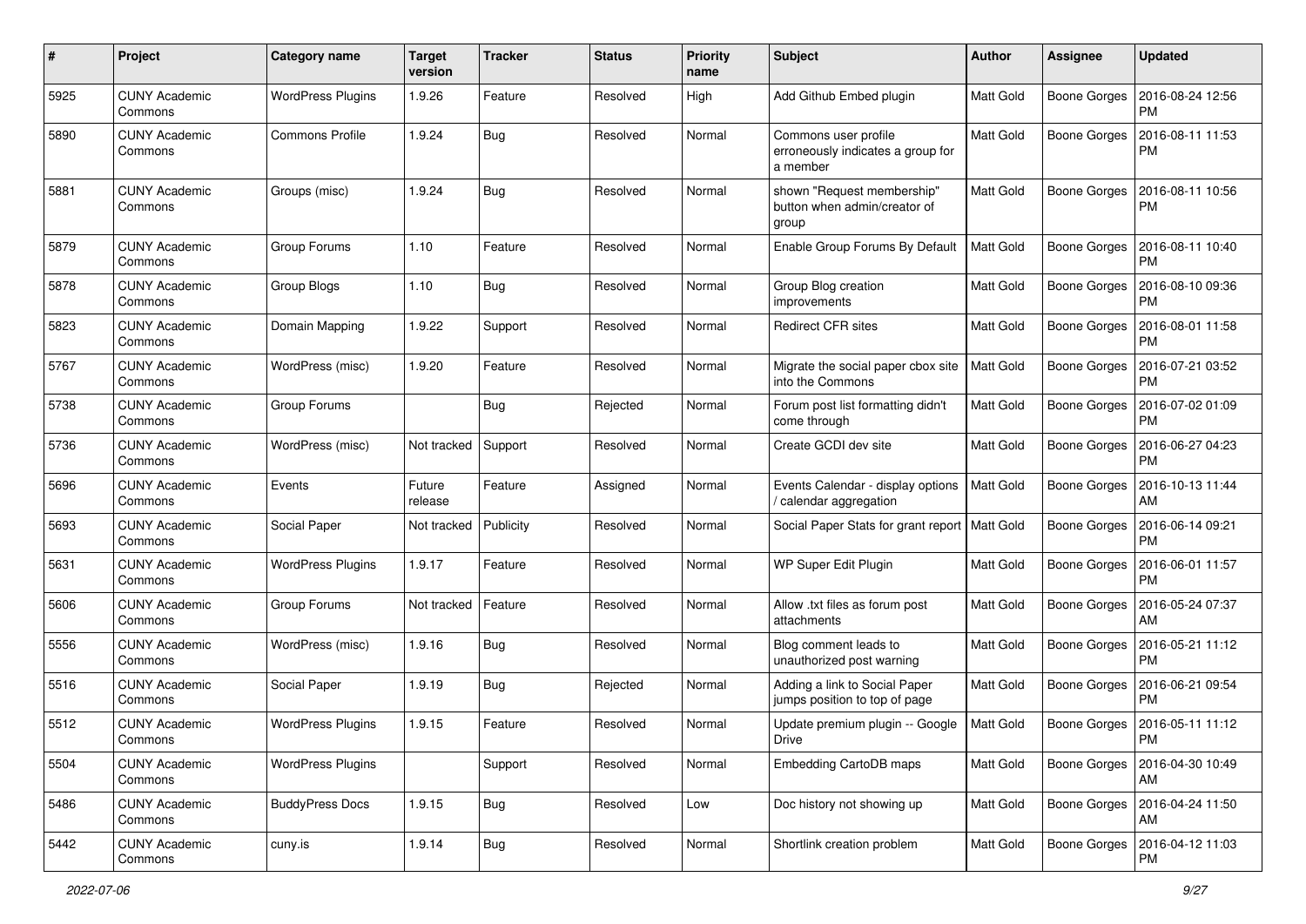| # | Project | Category name | Target version | Tracker | Status | Priority name | Subject | Author | Assignee | Updated |
|---|---|---|---|---|---|---|---|---|---|---|
| 5925 | CUNY Academic Commons | WordPress Plugins | 1.9.26 | Feature | Resolved | High | Add Github Embed plugin | Matt Gold | Boone Gorges | 2016-08-24 12:56 PM |
| 5890 | CUNY Academic Commons | Commons Profile | 1.9.24 | Bug | Resolved | Normal | Commons user profile erroneously indicates a group for a member | Matt Gold | Boone Gorges | 2016-08-11 11:53 PM |
| 5881 | CUNY Academic Commons | Groups (misc) | 1.9.24 | Bug | Resolved | Normal | shown "Request membership" button when admin/creator of group | Matt Gold | Boone Gorges | 2016-08-11 10:56 PM |
| 5879 | CUNY Academic Commons | Group Forums | 1.10 | Feature | Resolved | Normal | Enable Group Forums By Default | Matt Gold | Boone Gorges | 2016-08-11 10:40 PM |
| 5878 | CUNY Academic Commons | Group Blogs | 1.10 | Bug | Resolved | Normal | Group Blog creation improvements | Matt Gold | Boone Gorges | 2016-08-10 09:36 PM |
| 5823 | CUNY Academic Commons | Domain Mapping | 1.9.22 | Support | Resolved | Normal | Redirect CFR sites | Matt Gold | Boone Gorges | 2016-08-01 11:58 PM |
| 5767 | CUNY Academic Commons | WordPress (misc) | 1.9.20 | Feature | Resolved | Normal | Migrate the social paper cbox site into the Commons | Matt Gold | Boone Gorges | 2016-07-21 03:52 PM |
| 5738 | CUNY Academic Commons | Group Forums | | Bug | Rejected | Normal | Forum post list formatting didn't come through | Matt Gold | Boone Gorges | 2016-07-02 01:09 PM |
| 5736 | CUNY Academic Commons | WordPress (misc) | Not tracked | Support | Resolved | Normal | Create GCDI dev site | Matt Gold | Boone Gorges | 2016-06-27 04:23 PM |
| 5696 | CUNY Academic Commons | Events | Future release | Feature | Assigned | Normal | Events Calendar - display options / calendar aggregation | Matt Gold | Boone Gorges | 2016-10-13 11:44 AM |
| 5693 | CUNY Academic Commons | Social Paper | Not tracked | Publicity | Resolved | Normal | Social Paper Stats for grant report | Matt Gold | Boone Gorges | 2016-06-14 09:21 PM |
| 5631 | CUNY Academic Commons | WordPress Plugins | 1.9.17 | Feature | Resolved | Normal | WP Super Edit Plugin | Matt Gold | Boone Gorges | 2016-06-01 11:57 PM |
| 5606 | CUNY Academic Commons | Group Forums | Not tracked | Feature | Resolved | Normal | Allow .txt files as forum post attachments | Matt Gold | Boone Gorges | 2016-05-24 07:37 AM |
| 5556 | CUNY Academic Commons | WordPress (misc) | 1.9.16 | Bug | Resolved | Normal | Blog comment leads to unauthorized post warning | Matt Gold | Boone Gorges | 2016-05-21 11:12 PM |
| 5516 | CUNY Academic Commons | Social Paper | 1.9.19 | Bug | Rejected | Normal | Adding a link to Social Paper jumps position to top of page | Matt Gold | Boone Gorges | 2016-06-21 09:54 PM |
| 5512 | CUNY Academic Commons | WordPress Plugins | 1.9.15 | Feature | Resolved | Normal | Update premium plugin -- Google Drive | Matt Gold | Boone Gorges | 2016-05-11 11:12 PM |
| 5504 | CUNY Academic Commons | WordPress Plugins | | Support | Resolved | Normal | Embedding CartoDB maps | Matt Gold | Boone Gorges | 2016-04-30 10:49 AM |
| 5486 | CUNY Academic Commons | BuddyPress Docs | 1.9.15 | Bug | Resolved | Low | Doc history not showing up | Matt Gold | Boone Gorges | 2016-04-24 11:50 AM |
| 5442 | CUNY Academic Commons | cuny.is | 1.9.14 | Bug | Resolved | Normal | Shortlink creation problem | Matt Gold | Boone Gorges | 2016-04-12 11:03 PM |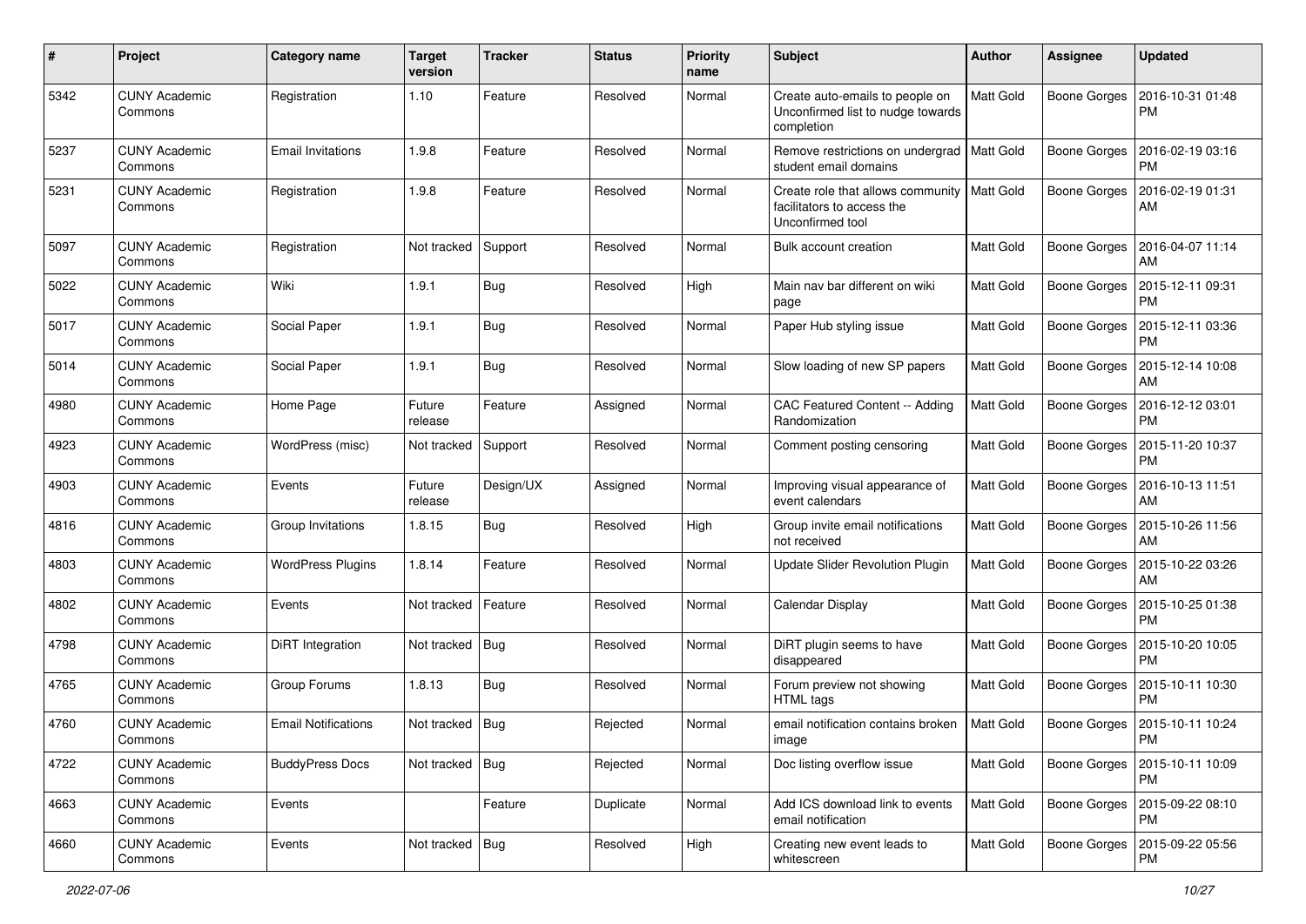| # | Project | Category name | Target version | Tracker | Status | Priority name | Subject | Author | Assignee | Updated |
|---|---|---|---|---|---|---|---|---|---|---|
| 5342 | CUNY Academic Commons | Registration | 1.10 | Feature | Resolved | Normal | Create auto-emails to people on Unconfirmed list to nudge towards completion | Matt Gold | Boone Gorges | 2016-10-31 01:48 PM |
| 5237 | CUNY Academic Commons | Email Invitations | 1.9.8 | Feature | Resolved | Normal | Remove restrictions on undergrad student email domains | Matt Gold | Boone Gorges | 2016-02-19 03:16 PM |
| 5231 | CUNY Academic Commons | Registration | 1.9.8 | Feature | Resolved | Normal | Create role that allows community facilitators to access the Unconfirmed tool | Matt Gold | Boone Gorges | 2016-02-19 01:31 AM |
| 5097 | CUNY Academic Commons | Registration | Not tracked | Support | Resolved | Normal | Bulk account creation | Matt Gold | Boone Gorges | 2016-04-07 11:14 AM |
| 5022 | CUNY Academic Commons | Wiki | 1.9.1 | Bug | Resolved | High | Main nav bar different on wiki page | Matt Gold | Boone Gorges | 2015-12-11 09:31 PM |
| 5017 | CUNY Academic Commons | Social Paper | 1.9.1 | Bug | Resolved | Normal | Paper Hub styling issue | Matt Gold | Boone Gorges | 2015-12-11 03:36 PM |
| 5014 | CUNY Academic Commons | Social Paper | 1.9.1 | Bug | Resolved | Normal | Slow loading of new SP papers | Matt Gold | Boone Gorges | 2015-12-14 10:08 AM |
| 4980 | CUNY Academic Commons | Home Page | Future release | Feature | Assigned | Normal | CAC Featured Content -- Adding Randomization | Matt Gold | Boone Gorges | 2016-12-12 03:01 PM |
| 4923 | CUNY Academic Commons | WordPress (misc) | Not tracked | Support | Resolved | Normal | Comment posting censoring | Matt Gold | Boone Gorges | 2015-11-20 10:37 PM |
| 4903 | CUNY Academic Commons | Events | Future release | Design/UX | Assigned | Normal | Improving visual appearance of event calendars | Matt Gold | Boone Gorges | 2016-10-13 11:51 AM |
| 4816 | CUNY Academic Commons | Group Invitations | 1.8.15 | Bug | Resolved | High | Group invite email notifications not received | Matt Gold | Boone Gorges | 2015-10-26 11:56 AM |
| 4803 | CUNY Academic Commons | WordPress Plugins | 1.8.14 | Feature | Resolved | Normal | Update Slider Revolution Plugin | Matt Gold | Boone Gorges | 2015-10-22 03:26 AM |
| 4802 | CUNY Academic Commons | Events | Not tracked | Feature | Resolved | Normal | Calendar Display | Matt Gold | Boone Gorges | 2015-10-25 01:38 PM |
| 4798 | CUNY Academic Commons | DiRT Integration | Not tracked | Bug | Resolved | Normal | DiRT plugin seems to have disappeared | Matt Gold | Boone Gorges | 2015-10-20 10:05 PM |
| 4765 | CUNY Academic Commons | Group Forums | 1.8.13 | Bug | Resolved | Normal | Forum preview not showing HTML tags | Matt Gold | Boone Gorges | 2015-10-11 10:30 PM |
| 4760 | CUNY Academic Commons | Email Notifications | Not tracked | Bug | Rejected | Normal | email notification contains broken image | Matt Gold | Boone Gorges | 2015-10-11 10:24 PM |
| 4722 | CUNY Academic Commons | BuddyPress Docs | Not tracked | Bug | Rejected | Normal | Doc listing overflow issue | Matt Gold | Boone Gorges | 2015-10-11 10:09 PM |
| 4663 | CUNY Academic Commons | Events | | Feature | Duplicate | Normal | Add ICS download link to events email notification | Matt Gold | Boone Gorges | 2015-09-22 08:10 PM |
| 4660 | CUNY Academic Commons | Events | Not tracked | Bug | Resolved | High | Creating new event leads to whitescreen | Matt Gold | Boone Gorges | 2015-09-22 05:56 PM |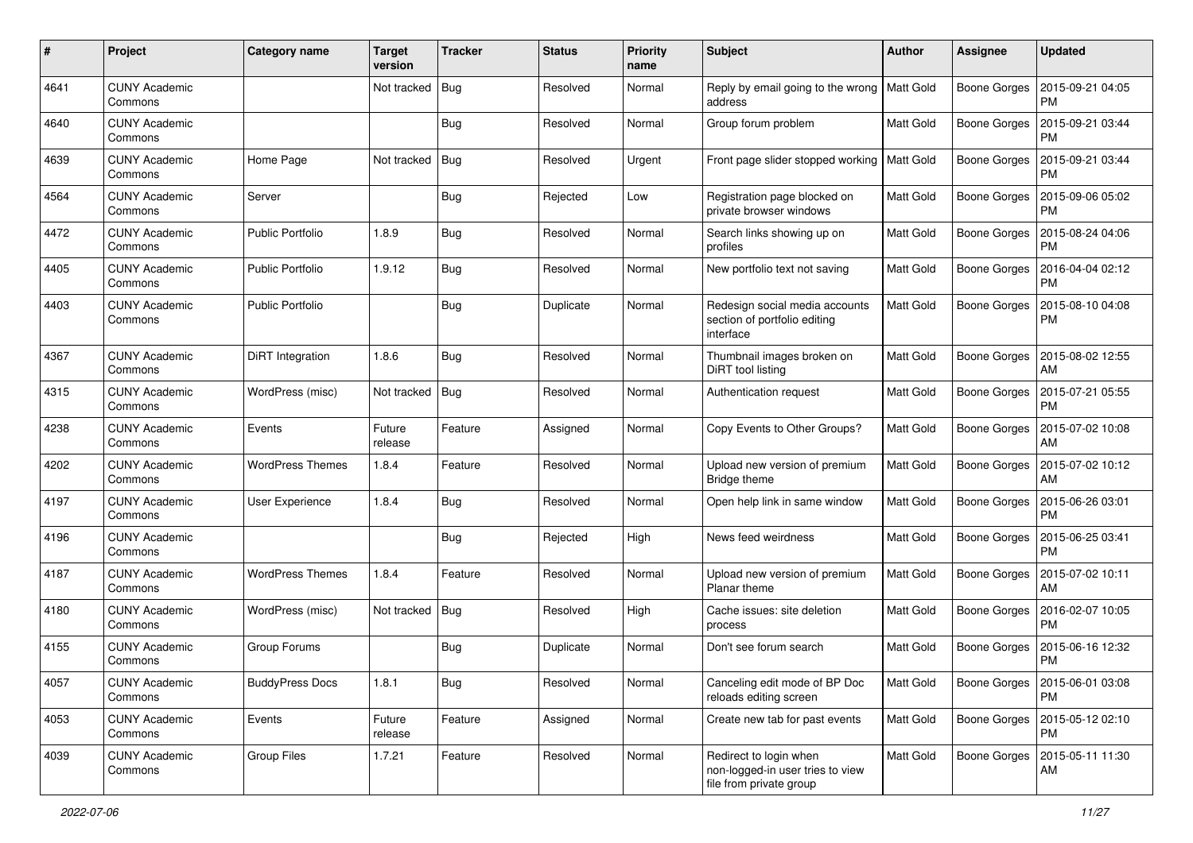| # | Project | Category name | Target version | Tracker | Status | Priority name | Subject | Author | Assignee | Updated |
|---|---|---|---|---|---|---|---|---|---|---|
| 4641 | CUNY Academic Commons | | Not tracked | Bug | Resolved | Normal | Reply by email going to the wrong address | Matt Gold | Boone Gorges | 2015-09-21 04:05 PM |
| 4640 | CUNY Academic Commons | | | Bug | Resolved | Normal | Group forum problem | Matt Gold | Boone Gorges | 2015-09-21 03:44 PM |
| 4639 | CUNY Academic Commons | Home Page | Not tracked | Bug | Resolved | Urgent | Front page slider stopped working | Matt Gold | Boone Gorges | 2015-09-21 03:44 PM |
| 4564 | CUNY Academic Commons | Server | | Bug | Rejected | Low | Registration page blocked on private browser windows | Matt Gold | Boone Gorges | 2015-09-06 05:02 PM |
| 4472 | CUNY Academic Commons | Public Portfolio | 1.8.9 | Bug | Resolved | Normal | Search links showing up on profiles | Matt Gold | Boone Gorges | 2015-08-24 04:06 PM |
| 4405 | CUNY Academic Commons | Public Portfolio | 1.9.12 | Bug | Resolved | Normal | New portfolio text not saving | Matt Gold | Boone Gorges | 2016-04-04 02:12 PM |
| 4403 | CUNY Academic Commons | Public Portfolio | | Bug | Duplicate | Normal | Redesign social media accounts section of portfolio editing interface | Matt Gold | Boone Gorges | 2015-08-10 04:08 PM |
| 4367 | CUNY Academic Commons | DiRT Integration | 1.8.6 | Bug | Resolved | Normal | Thumbnail images broken on DiRT tool listing | Matt Gold | Boone Gorges | 2015-08-02 12:55 AM |
| 4315 | CUNY Academic Commons | WordPress (misc) | Not tracked | Bug | Resolved | Normal | Authentication request | Matt Gold | Boone Gorges | 2015-07-21 05:55 PM |
| 4238 | CUNY Academic Commons | Events | Future release | Feature | Assigned | Normal | Copy Events to Other Groups? | Matt Gold | Boone Gorges | 2015-07-02 10:08 AM |
| 4202 | CUNY Academic Commons | WordPress Themes | 1.8.4 | Feature | Resolved | Normal | Upload new version of premium Bridge theme | Matt Gold | Boone Gorges | 2015-07-02 10:12 AM |
| 4197 | CUNY Academic Commons | User Experience | 1.8.4 | Bug | Resolved | Normal | Open help link in same window | Matt Gold | Boone Gorges | 2015-06-26 03:01 PM |
| 4196 | CUNY Academic Commons | | | Bug | Rejected | High | News feed weirdness | Matt Gold | Boone Gorges | 2015-06-25 03:41 PM |
| 4187 | CUNY Academic Commons | WordPress Themes | 1.8.4 | Feature | Resolved | Normal | Upload new version of premium Planar theme | Matt Gold | Boone Gorges | 2015-07-02 10:11 AM |
| 4180 | CUNY Academic Commons | WordPress (misc) | Not tracked | Bug | Resolved | High | Cache issues: site deletion process | Matt Gold | Boone Gorges | 2016-02-07 10:05 PM |
| 4155 | CUNY Academic Commons | Group Forums | | Bug | Duplicate | Normal | Don't see forum search | Matt Gold | Boone Gorges | 2015-06-16 12:32 PM |
| 4057 | CUNY Academic Commons | BuddyPress Docs | 1.8.1 | Bug | Resolved | Normal | Canceling edit mode of BP Doc reloads editing screen | Matt Gold | Boone Gorges | 2015-06-01 03:08 PM |
| 4053 | CUNY Academic Commons | Events | Future release | Feature | Assigned | Normal | Create new tab for past events | Matt Gold | Boone Gorges | 2015-05-12 02:10 PM |
| 4039 | CUNY Academic Commons | Group Files | 1.7.21 | Feature | Resolved | Normal | Redirect to login when non-logged-in user tries to view file from private group | Matt Gold | Boone Gorges | 2015-05-11 11:30 AM |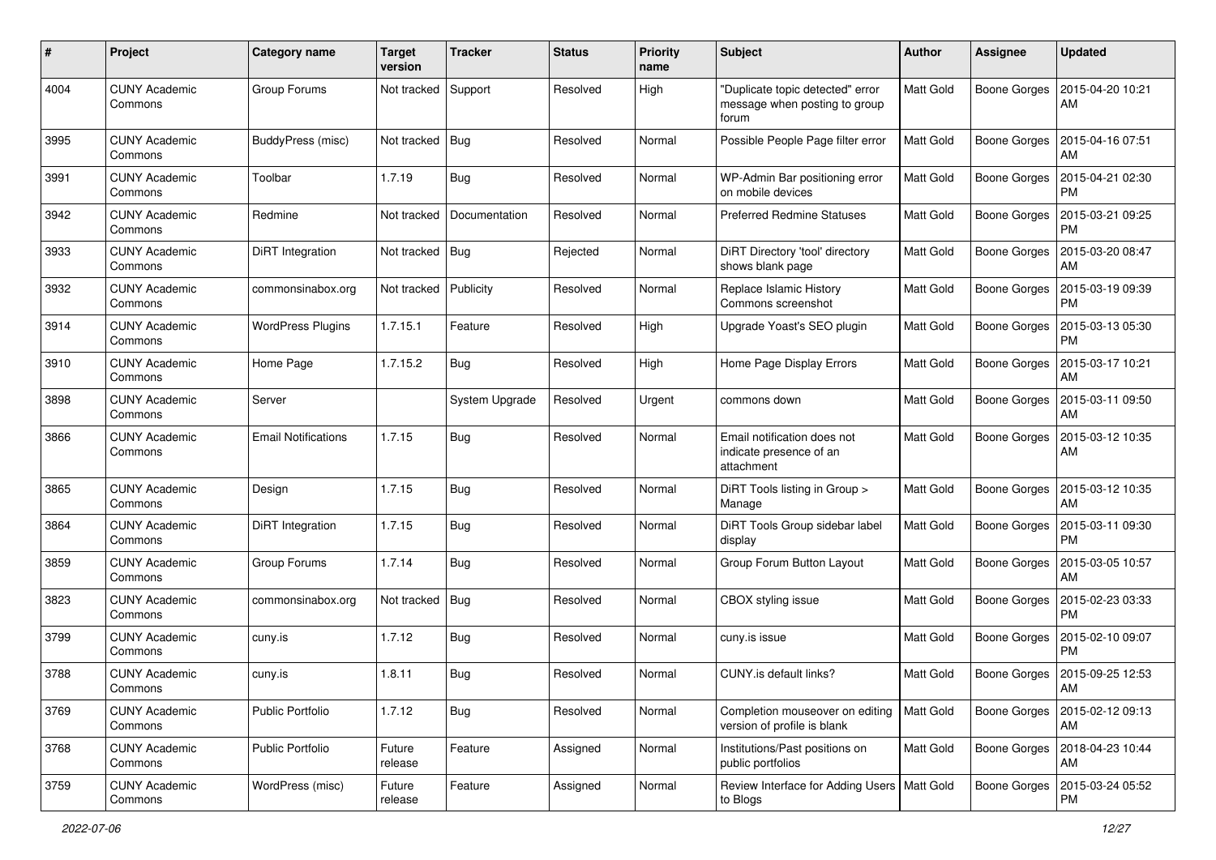| # | Project | Category name | Target version | Tracker | Status | Priority name | Subject | Author | Assignee | Updated |
|---|---|---|---|---|---|---|---|---|---|---|
| 4004 | CUNY Academic Commons | Group Forums | Not tracked | Support | Resolved | High | "Duplicate topic detected" error message when posting to group forum | Matt Gold | Boone Gorges | 2015-04-20 10:21 AM |
| 3995 | CUNY Academic Commons | BuddyPress (misc) | Not tracked | Bug | Resolved | Normal | Possible People Page filter error | Matt Gold | Boone Gorges | 2015-04-16 07:51 AM |
| 3991 | CUNY Academic Commons | Toolbar | 1.7.19 | Bug | Resolved | Normal | WP-Admin Bar positioning error on mobile devices | Matt Gold | Boone Gorges | 2015-04-21 02:30 PM |
| 3942 | CUNY Academic Commons | Redmine | Not tracked | Documentation | Resolved | Normal | Preferred Redmine Statuses | Matt Gold | Boone Gorges | 2015-03-21 09:25 PM |
| 3933 | CUNY Academic Commons | DiRT Integration | Not tracked | Bug | Rejected | Normal | DiRT Directory 'tool' directory shows blank page | Matt Gold | Boone Gorges | 2015-03-20 08:47 AM |
| 3932 | CUNY Academic Commons | commonsinabox.org | Not tracked | Publicity | Resolved | Normal | Replace Islamic History Commons screenshot | Matt Gold | Boone Gorges | 2015-03-19 09:39 PM |
| 3914 | CUNY Academic Commons | WordPress Plugins | 1.7.15.1 | Feature | Resolved | High | Upgrade Yoast's SEO plugin | Matt Gold | Boone Gorges | 2015-03-13 05:30 PM |
| 3910 | CUNY Academic Commons | Home Page | 1.7.15.2 | Bug | Resolved | High | Home Page Display Errors | Matt Gold | Boone Gorges | 2015-03-17 10:21 AM |
| 3898 | CUNY Academic Commons | Server | | System Upgrade | Resolved | Urgent | commons down | Matt Gold | Boone Gorges | 2015-03-11 09:50 AM |
| 3866 | CUNY Academic Commons | Email Notifications | 1.7.15 | Bug | Resolved | Normal | Email notification does not indicate presence of an attachment | Matt Gold | Boone Gorges | 2015-03-12 10:35 AM |
| 3865 | CUNY Academic Commons | Design | 1.7.15 | Bug | Resolved | Normal | DiRT Tools listing in Group > Manage | Matt Gold | Boone Gorges | 2015-03-12 10:35 AM |
| 3864 | CUNY Academic Commons | DiRT Integration | 1.7.15 | Bug | Resolved | Normal | DiRT Tools Group sidebar label display | Matt Gold | Boone Gorges | 2015-03-11 09:30 PM |
| 3859 | CUNY Academic Commons | Group Forums | 1.7.14 | Bug | Resolved | Normal | Group Forum Button Layout | Matt Gold | Boone Gorges | 2015-03-05 10:57 AM |
| 3823 | CUNY Academic Commons | commonsinabox.org | Not tracked | Bug | Resolved | Normal | CBOX styling issue | Matt Gold | Boone Gorges | 2015-02-23 03:33 PM |
| 3799 | CUNY Academic Commons | cuny.is | 1.7.12 | Bug | Resolved | Normal | cuny.is issue | Matt Gold | Boone Gorges | 2015-02-10 09:07 PM |
| 3788 | CUNY Academic Commons | cuny.is | 1.8.11 | Bug | Resolved | Normal | CUNY.is default links? | Matt Gold | Boone Gorges | 2015-09-25 12:53 AM |
| 3769 | CUNY Academic Commons | Public Portfolio | 1.7.12 | Bug | Resolved | Normal | Completion mouseover on editing version of profile is blank | Matt Gold | Boone Gorges | 2015-02-12 09:13 AM |
| 3768 | CUNY Academic Commons | Public Portfolio | Future release | Feature | Assigned | Normal | Institutions/Past positions on public portfolios | Matt Gold | Boone Gorges | 2018-04-23 10:44 AM |
| 3759 | CUNY Academic Commons | WordPress (misc) | Future release | Feature | Assigned | Normal | Review Interface for Adding Users to Blogs | Matt Gold | Boone Gorges | 2015-03-24 05:52 PM |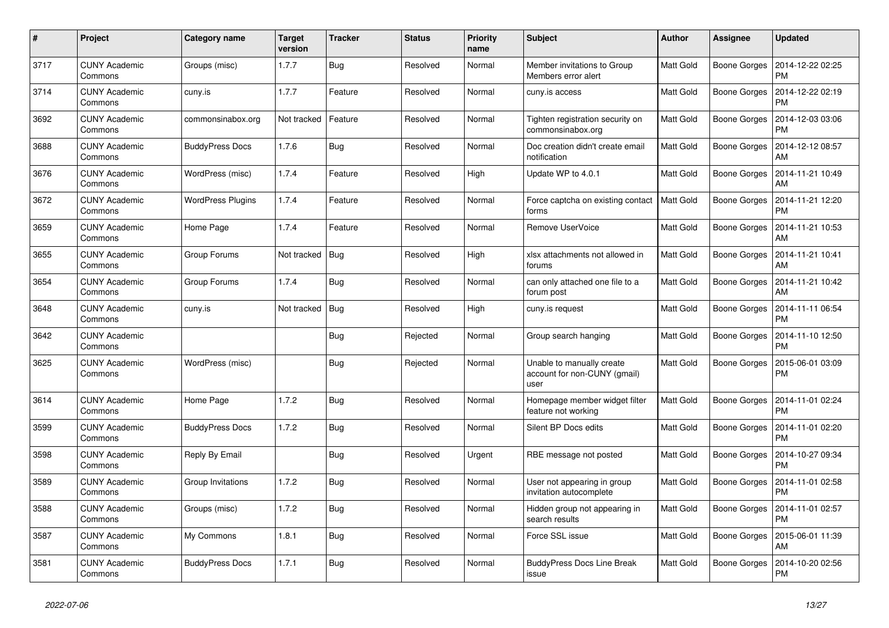| # | Project | Category name | Target version | Tracker | Status | Priority name | Subject | Author | Assignee | Updated |
|---|---|---|---|---|---|---|---|---|---|---|
| 3717 | CUNY Academic Commons | Groups (misc) | 1.7.7 | Bug | Resolved | Normal | Member invitations to Group Members error alert | Matt Gold | Boone Gorges | 2014-12-22 02:25 PM |
| 3714 | CUNY Academic Commons | cuny.is | 1.7.7 | Feature | Resolved | Normal | cuny.is access | Matt Gold | Boone Gorges | 2014-12-22 02:19 PM |
| 3692 | CUNY Academic Commons | commonsinabox.org | Not tracked | Feature | Resolved | Normal | Tighten registration security on commonsinabox.org | Matt Gold | Boone Gorges | 2014-12-03 03:06 PM |
| 3688 | CUNY Academic Commons | BuddyPress Docs | 1.7.6 | Bug | Resolved | Normal | Doc creation didn't create email notification | Matt Gold | Boone Gorges | 2014-12-12 08:57 AM |
| 3676 | CUNY Academic Commons | WordPress (misc) | 1.7.4 | Feature | Resolved | High | Update WP to 4.0.1 | Matt Gold | Boone Gorges | 2014-11-21 10:49 AM |
| 3672 | CUNY Academic Commons | WordPress Plugins | 1.7.4 | Feature | Resolved | Normal | Force captcha on existing contact forms | Matt Gold | Boone Gorges | 2014-11-21 12:20 PM |
| 3659 | CUNY Academic Commons | Home Page | 1.7.4 | Feature | Resolved | Normal | Remove UserVoice | Matt Gold | Boone Gorges | 2014-11-21 10:53 AM |
| 3655 | CUNY Academic Commons | Group Forums | Not tracked | Bug | Resolved | High | xlsx attachments not allowed in forums | Matt Gold | Boone Gorges | 2014-11-21 10:41 AM |
| 3654 | CUNY Academic Commons | Group Forums | 1.7.4 | Bug | Resolved | Normal | can only attached one file to a forum post | Matt Gold | Boone Gorges | 2014-11-21 10:42 AM |
| 3648 | CUNY Academic Commons | cuny.is | Not tracked | Bug | Resolved | High | cuny.is request | Matt Gold | Boone Gorges | 2014-11-11 06:54 PM |
| 3642 | CUNY Academic Commons | | | Bug | Rejected | Normal | Group search hanging | Matt Gold | Boone Gorges | 2014-11-10 12:50 PM |
| 3625 | CUNY Academic Commons | WordPress (misc) | | Bug | Rejected | Normal | Unable to manually create account for non-CUNY (gmail) user | Matt Gold | Boone Gorges | 2015-06-01 03:09 PM |
| 3614 | CUNY Academic Commons | Home Page | 1.7.2 | Bug | Resolved | Normal | Homepage member widget filter feature not working | Matt Gold | Boone Gorges | 2014-11-01 02:24 PM |
| 3599 | CUNY Academic Commons | BuddyPress Docs | 1.7.2 | Bug | Resolved | Normal | Silent BP Docs edits | Matt Gold | Boone Gorges | 2014-11-01 02:20 PM |
| 3598 | CUNY Academic Commons | Reply By Email | | Bug | Resolved | Urgent | RBE message not posted | Matt Gold | Boone Gorges | 2014-10-27 09:34 PM |
| 3589 | CUNY Academic Commons | Group Invitations | 1.7.2 | Bug | Resolved | Normal | User not appearing in group invitation autocomplete | Matt Gold | Boone Gorges | 2014-11-01 02:58 PM |
| 3588 | CUNY Academic Commons | Groups (misc) | 1.7.2 | Bug | Resolved | Normal | Hidden group not appearing in search results | Matt Gold | Boone Gorges | 2014-11-01 02:57 PM |
| 3587 | CUNY Academic Commons | My Commons | 1.8.1 | Bug | Resolved | Normal | Force SSL issue | Matt Gold | Boone Gorges | 2015-06-01 11:39 AM |
| 3581 | CUNY Academic Commons | BuddyPress Docs | 1.7.1 | Bug | Resolved | Normal | BuddyPress Docs Line Break issue | Matt Gold | Boone Gorges | 2014-10-20 02:56 PM |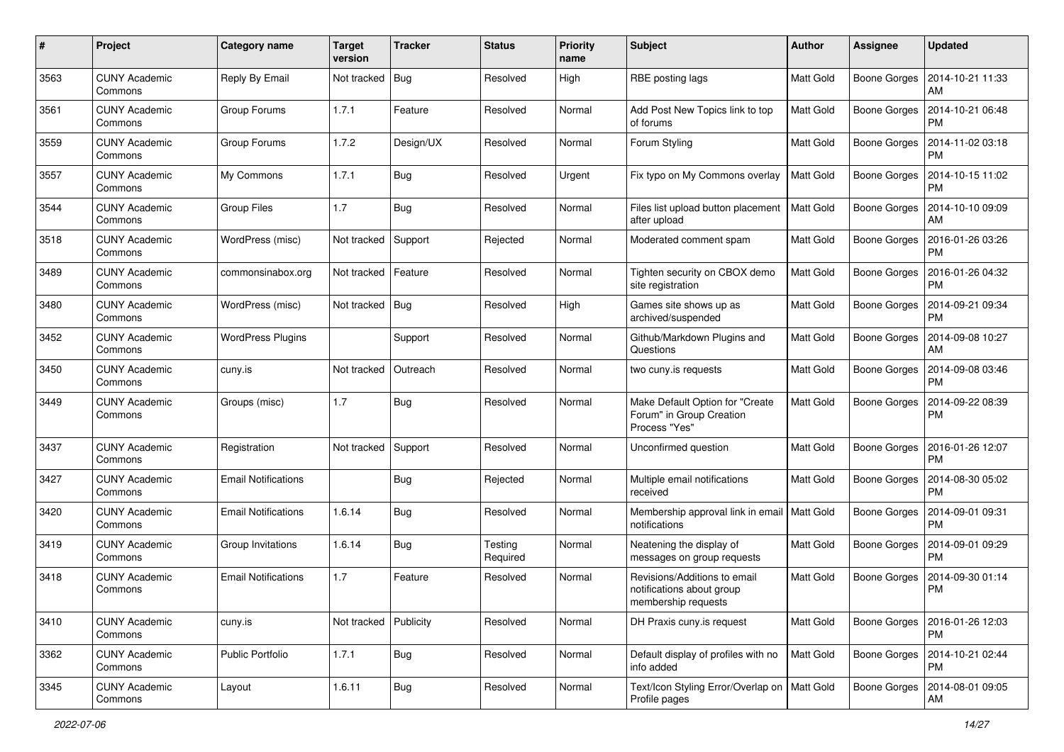| # | Project | Category name | Target version | Tracker | Status | Priority name | Subject | Author | Assignee | Updated |
|---|---|---|---|---|---|---|---|---|---|---|
| 3563 | CUNY Academic Commons | Reply By Email | Not tracked | Bug | Resolved | High | RBE posting lags | Matt Gold | Boone Gorges | 2014-10-21 11:33 AM |
| 3561 | CUNY Academic Commons | Group Forums | 1.7.1 | Feature | Resolved | Normal | Add Post New Topics link to top of forums | Matt Gold | Boone Gorges | 2014-10-21 06:48 PM |
| 3559 | CUNY Academic Commons | Group Forums | 1.7.2 | Design/UX | Resolved | Normal | Forum Styling | Matt Gold | Boone Gorges | 2014-11-02 03:18 PM |
| 3557 | CUNY Academic Commons | My Commons | 1.7.1 | Bug | Resolved | Urgent | Fix typo on My Commons overlay | Matt Gold | Boone Gorges | 2014-10-15 11:02 PM |
| 3544 | CUNY Academic Commons | Group Files | 1.7 | Bug | Resolved | Normal | Files list upload button placement after upload | Matt Gold | Boone Gorges | 2014-10-10 09:09 AM |
| 3518 | CUNY Academic Commons | WordPress (misc) | Not tracked | Support | Rejected | Normal | Moderated comment spam | Matt Gold | Boone Gorges | 2016-01-26 03:26 PM |
| 3489 | CUNY Academic Commons | commonsinabox.org | Not tracked | Feature | Resolved | Normal | Tighten security on CBOX demo site registration | Matt Gold | Boone Gorges | 2016-01-26 04:32 PM |
| 3480 | CUNY Academic Commons | WordPress (misc) | Not tracked | Bug | Resolved | High | Games site shows up as archived/suspended | Matt Gold | Boone Gorges | 2014-09-21 09:34 PM |
| 3452 | CUNY Academic Commons | WordPress Plugins | | Support | Resolved | Normal | Github/Markdown Plugins and Questions | Matt Gold | Boone Gorges | 2014-09-08 10:27 AM |
| 3450 | CUNY Academic Commons | cuny.is | Not tracked | Outreach | Resolved | Normal | two cuny.is requests | Matt Gold | Boone Gorges | 2014-09-08 03:46 PM |
| 3449 | CUNY Academic Commons | Groups (misc) | 1.7 | Bug | Resolved | Normal | Make Default Option for "Create Forum" in Group Creation Process "Yes" | Matt Gold | Boone Gorges | 2014-09-22 08:39 PM |
| 3437 | CUNY Academic Commons | Registration | Not tracked | Support | Resolved | Normal | Unconfirmed question | Matt Gold | Boone Gorges | 2016-01-26 12:07 PM |
| 3427 | CUNY Academic Commons | Email Notifications | | Bug | Rejected | Normal | Multiple email notifications received | Matt Gold | Boone Gorges | 2014-08-30 05:02 PM |
| 3420 | CUNY Academic Commons | Email Notifications | 1.6.14 | Bug | Resolved | Normal | Membership approval link in email notifications | Matt Gold | Boone Gorges | 2014-09-01 09:31 PM |
| 3419 | CUNY Academic Commons | Group Invitations | 1.6.14 | Bug | Testing Required | Normal | Neatening the display of messages on group requests | Matt Gold | Boone Gorges | 2014-09-01 09:29 PM |
| 3418 | CUNY Academic Commons | Email Notifications | 1.7 | Feature | Resolved | Normal | Revisions/Additions to email notifications about group membership requests | Matt Gold | Boone Gorges | 2014-09-30 01:14 PM |
| 3410 | CUNY Academic Commons | cuny.is | Not tracked | Publicity | Resolved | Normal | DH Praxis cuny.is request | Matt Gold | Boone Gorges | 2016-01-26 12:03 PM |
| 3362 | CUNY Academic Commons | Public Portfolio | 1.7.1 | Bug | Resolved | Normal | Default display of profiles with no info added | Matt Gold | Boone Gorges | 2014-10-21 02:44 PM |
| 3345 | CUNY Academic Commons | Layout | 1.6.11 | Bug | Resolved | Normal | Text/Icon Styling Error/Overlap on Profile pages | Matt Gold | Boone Gorges | 2014-08-01 09:05 AM |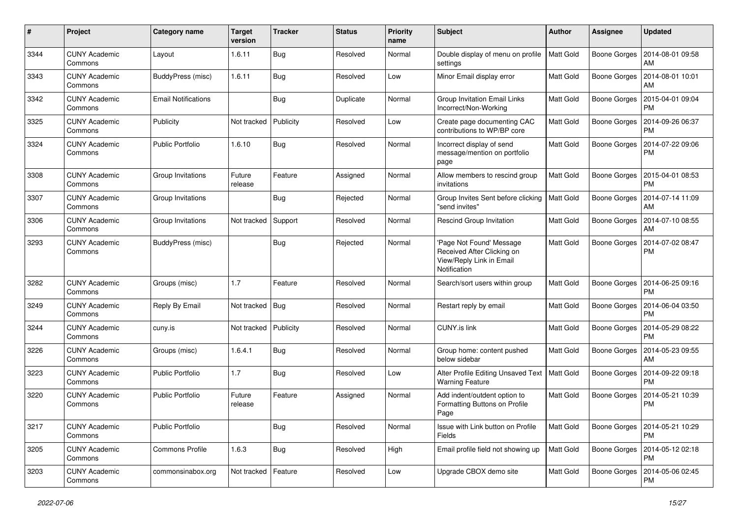| # | Project | Category name | Target version | Tracker | Status | Priority name | Subject | Author | Assignee | Updated |
|---|---|---|---|---|---|---|---|---|---|---|
| 3344 | CUNY Academic Commons | Layout | 1.6.11 | Bug | Resolved | Normal | Double display of menu on profile settings | Matt Gold | Boone Gorges | 2014-08-01 09:58 AM |
| 3343 | CUNY Academic Commons | BuddyPress (misc) | 1.6.11 | Bug | Resolved | Low | Minor Email display error | Matt Gold | Boone Gorges | 2014-08-01 10:01 AM |
| 3342 | CUNY Academic Commons | Email Notifications | | Bug | Duplicate | Normal | Group Invitation Email Links Incorrect/Non-Working | Matt Gold | Boone Gorges | 2015-04-01 09:04 PM |
| 3325 | CUNY Academic Commons | Publicity | Not tracked | Publicity | Resolved | Low | Create page documenting CAC contributions to WP/BP core | Matt Gold | Boone Gorges | 2014-09-26 06:37 PM |
| 3324 | CUNY Academic Commons | Public Portfolio | 1.6.10 | Bug | Resolved | Normal | Incorrect display of send message/mention on portfolio page | Matt Gold | Boone Gorges | 2014-07-22 09:06 PM |
| 3308 | CUNY Academic Commons | Group Invitations | Future release | Feature | Assigned | Normal | Allow members to rescind group invitations | Matt Gold | Boone Gorges | 2015-04-01 08:53 PM |
| 3307 | CUNY Academic Commons | Group Invitations | | Bug | Rejected | Normal | Group Invites Sent before clicking "send invites" | Matt Gold | Boone Gorges | 2014-07-14 11:09 AM |
| 3306 | CUNY Academic Commons | Group Invitations | Not tracked | Support | Resolved | Normal | Rescind Group Invitation | Matt Gold | Boone Gorges | 2014-07-10 08:55 AM |
| 3293 | CUNY Academic Commons | BuddyPress (misc) | | Bug | Rejected | Normal | 'Page Not Found' Message Received After Clicking on View/Reply Link in Email Notification | Matt Gold | Boone Gorges | 2014-07-02 08:47 PM |
| 3282 | CUNY Academic Commons | Groups (misc) | 1.7 | Feature | Resolved | Normal | Search/sort users within group | Matt Gold | Boone Gorges | 2014-06-25 09:16 PM |
| 3249 | CUNY Academic Commons | Reply By Email | Not tracked | Bug | Resolved | Normal | Restart reply by email | Matt Gold | Boone Gorges | 2014-06-04 03:50 PM |
| 3244 | CUNY Academic Commons | cuny.is | Not tracked | Publicity | Resolved | Normal | CUNY.is link | Matt Gold | Boone Gorges | 2014-05-29 08:22 PM |
| 3226 | CUNY Academic Commons | Groups (misc) | 1.6.4.1 | Bug | Resolved | Normal | Group home: content pushed below sidebar | Matt Gold | Boone Gorges | 2014-05-23 09:55 AM |
| 3223 | CUNY Academic Commons | Public Portfolio | 1.7 | Bug | Resolved | Low | Alter Profile Editing Unsaved Text Warning Feature | Matt Gold | Boone Gorges | 2014-09-22 09:18 PM |
| 3220 | CUNY Academic Commons | Public Portfolio | Future release | Feature | Assigned | Normal | Add indent/outdent option to Formatting Buttons on Profile Page | Matt Gold | Boone Gorges | 2014-05-21 10:39 PM |
| 3217 | CUNY Academic Commons | Public Portfolio | | Bug | Resolved | Normal | Issue with Link button on Profile Fields | Matt Gold | Boone Gorges | 2014-05-21 10:29 PM |
| 3205 | CUNY Academic Commons | Commons Profile | 1.6.3 | Bug | Resolved | High | Email profile field not showing up | Matt Gold | Boone Gorges | 2014-05-12 02:18 PM |
| 3203 | CUNY Academic Commons | commonsinabox.org | Not tracked | Feature | Resolved | Low | Upgrade CBOX demo site | Matt Gold | Boone Gorges | 2014-05-06 02:45 PM |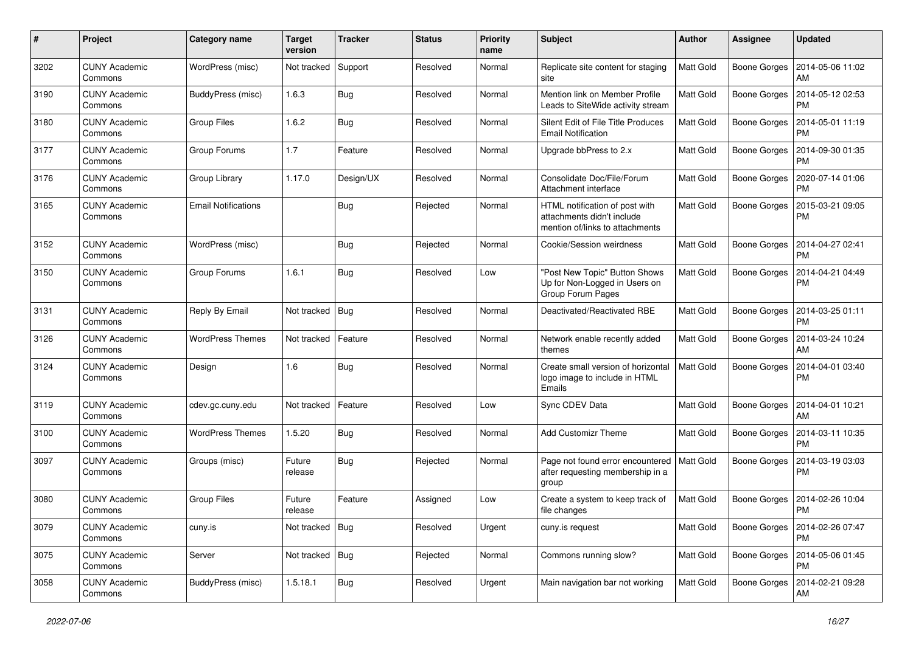| # | Project | Category name | Target version | Tracker | Status | Priority name | Subject | Author | Assignee | Updated |
|---|---|---|---|---|---|---|---|---|---|---|
| 3202 | CUNY Academic Commons | WordPress (misc) | Not tracked | Support | Resolved | Normal | Replicate site content for staging site | Matt Gold | Boone Gorges | 2014-05-06 11:02 AM |
| 3190 | CUNY Academic Commons | BuddyPress (misc) | 1.6.3 | Bug | Resolved | Normal | Mention link on Member Profile Leads to SiteWide activity stream | Matt Gold | Boone Gorges | 2014-05-12 02:53 PM |
| 3180 | CUNY Academic Commons | Group Files | 1.6.2 | Bug | Resolved | Normal | Silent Edit of File Title Produces Email Notification | Matt Gold | Boone Gorges | 2014-05-01 11:19 PM |
| 3177 | CUNY Academic Commons | Group Forums | 1.7 | Feature | Resolved | Normal | Upgrade bbPress to 2.x | Matt Gold | Boone Gorges | 2014-09-30 01:35 PM |
| 3176 | CUNY Academic Commons | Group Library | 1.17.0 | Design/UX | Resolved | Normal | Consolidate Doc/File/Forum Attachment interface | Matt Gold | Boone Gorges | 2020-07-14 01:06 PM |
| 3165 | CUNY Academic Commons | Email Notifications | | Bug | Rejected | Normal | HTML notification of post with attachments didn't include mention of/links to attachments | Matt Gold | Boone Gorges | 2015-03-21 09:05 PM |
| 3152 | CUNY Academic Commons | WordPress (misc) | | Bug | Rejected | Normal | Cookie/Session weirdness | Matt Gold | Boone Gorges | 2014-04-27 02:41 PM |
| 3150 | CUNY Academic Commons | Group Forums | 1.6.1 | Bug | Resolved | Low | "Post New Topic" Button Shows Up for Non-Logged in Users on Group Forum Pages | Matt Gold | Boone Gorges | 2014-04-21 04:49 PM |
| 3131 | CUNY Academic Commons | Reply By Email | Not tracked | Bug | Resolved | Normal | Deactivated/Reactivated RBE | Matt Gold | Boone Gorges | 2014-03-25 01:11 PM |
| 3126 | CUNY Academic Commons | WordPress Themes | Not tracked | Feature | Resolved | Normal | Network enable recently added themes | Matt Gold | Boone Gorges | 2014-03-24 10:24 AM |
| 3124 | CUNY Academic Commons | Design | 1.6 | Bug | Resolved | Normal | Create small version of horizontal logo image to include in HTML Emails | Matt Gold | Boone Gorges | 2014-04-01 03:40 PM |
| 3119 | CUNY Academic Commons | cdev.gc.cuny.edu | Not tracked | Feature | Resolved | Low | Sync CDEV Data | Matt Gold | Boone Gorges | 2014-04-01 10:21 AM |
| 3100 | CUNY Academic Commons | WordPress Themes | 1.5.20 | Bug | Resolved | Normal | Add Customizr Theme | Matt Gold | Boone Gorges | 2014-03-11 10:35 PM |
| 3097 | CUNY Academic Commons | Groups (misc) | Future release | Bug | Rejected | Normal | Page not found error encountered after requesting membership in a group | Matt Gold | Boone Gorges | 2014-03-19 03:03 PM |
| 3080 | CUNY Academic Commons | Group Files | Future release | Feature | Assigned | Low | Create a system to keep track of file changes | Matt Gold | Boone Gorges | 2014-02-26 10:04 PM |
| 3079 | CUNY Academic Commons | cuny.is | Not tracked | Bug | Resolved | Urgent | cuny.is request | Matt Gold | Boone Gorges | 2014-02-26 07:47 PM |
| 3075 | CUNY Academic Commons | Server | Not tracked | Bug | Rejected | Normal | Commons running slow? | Matt Gold | Boone Gorges | 2014-05-06 01:45 PM |
| 3058 | CUNY Academic Commons | BuddyPress (misc) | 1.5.18.1 | Bug | Resolved | Urgent | Main navigation bar not working | Matt Gold | Boone Gorges | 2014-02-21 09:28 AM |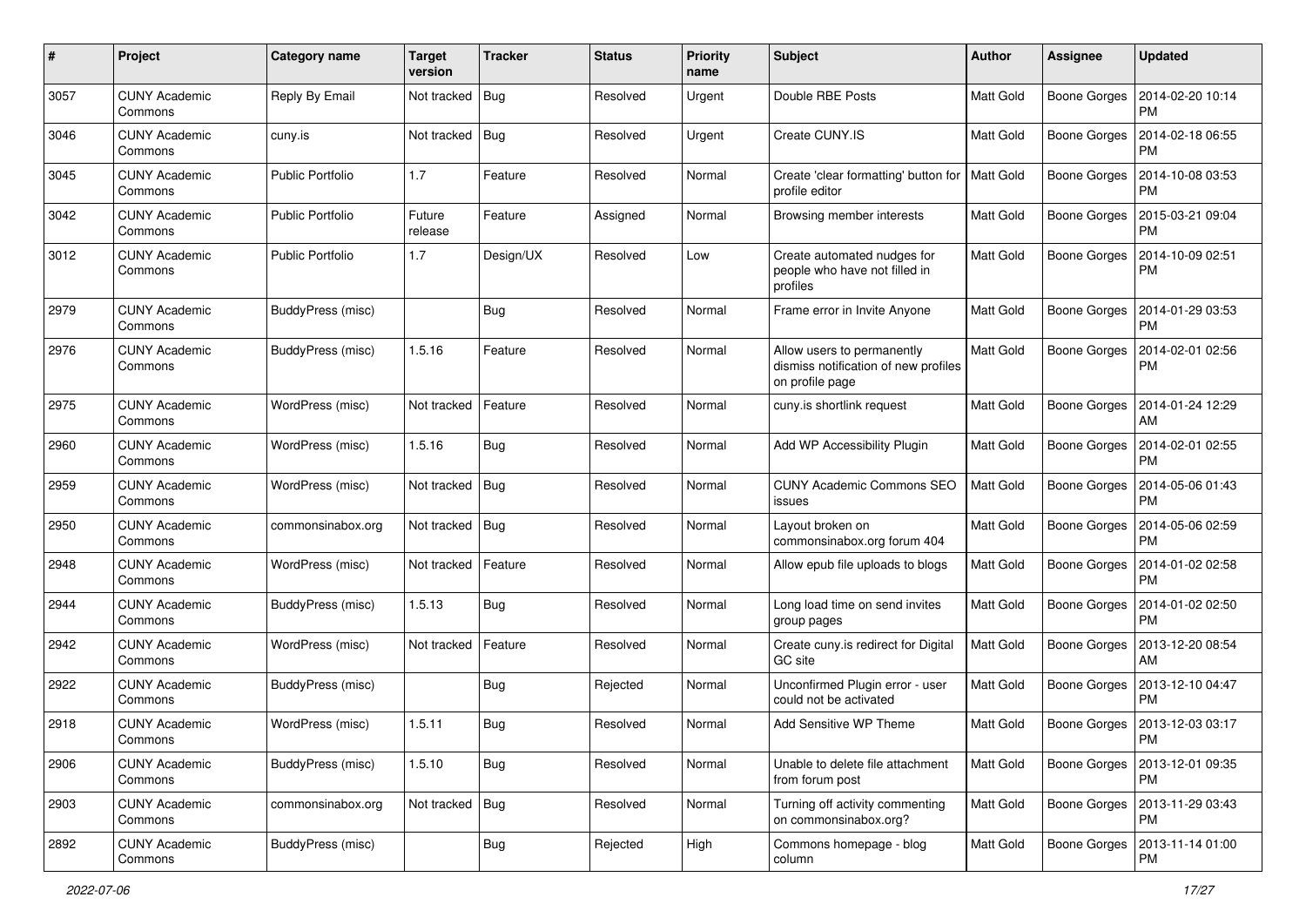| # | Project | Category name | Target version | Tracker | Status | Priority name | Subject | Author | Assignee | Updated |
|---|---|---|---|---|---|---|---|---|---|---|
| 3057 | CUNY Academic Commons | Reply By Email | Not tracked | Bug | Resolved | Urgent | Double RBE Posts | Matt Gold | Boone Gorges | 2014-02-20 10:14 PM |
| 3046 | CUNY Academic Commons | cuny.is | Not tracked | Bug | Resolved | Urgent | Create CUNY.IS | Matt Gold | Boone Gorges | 2014-02-18 06:55 PM |
| 3045 | CUNY Academic Commons | Public Portfolio | 1.7 | Feature | Resolved | Normal | Create 'clear formatting' button for profile editor | Matt Gold | Boone Gorges | 2014-10-08 03:53 PM |
| 3042 | CUNY Academic Commons | Public Portfolio | Future release | Feature | Assigned | Normal | Browsing member interests | Matt Gold | Boone Gorges | 2015-03-21 09:04 PM |
| 3012 | CUNY Academic Commons | Public Portfolio | 1.7 | Design/UX | Resolved | Low | Create automated nudges for people who have not filled in profiles | Matt Gold | Boone Gorges | 2014-10-09 02:51 PM |
| 2979 | CUNY Academic Commons | BuddyPress (misc) | | Bug | Resolved | Normal | Frame error in Invite Anyone | Matt Gold | Boone Gorges | 2014-01-29 03:53 PM |
| 2976 | CUNY Academic Commons | BuddyPress (misc) | 1.5.16 | Feature | Resolved | Normal | Allow users to permanently dismiss notification of new profiles on profile page | Matt Gold | Boone Gorges | 2014-02-01 02:56 PM |
| 2975 | CUNY Academic Commons | WordPress (misc) | Not tracked | Feature | Resolved | Normal | cuny.is shortlink request | Matt Gold | Boone Gorges | 2014-01-24 12:29 AM |
| 2960 | CUNY Academic Commons | WordPress (misc) | 1.5.16 | Bug | Resolved | Normal | Add WP Accessibility Plugin | Matt Gold | Boone Gorges | 2014-02-01 02:55 PM |
| 2959 | CUNY Academic Commons | WordPress (misc) | Not tracked | Bug | Resolved | Normal | CUNY Academic Commons SEO issues | Matt Gold | Boone Gorges | 2014-05-06 01:43 PM |
| 2950 | CUNY Academic Commons | commonsinabox.org | Not tracked | Bug | Resolved | Normal | Layout broken on commonsinabox.org forum 404 | Matt Gold | Boone Gorges | 2014-05-06 02:59 PM |
| 2948 | CUNY Academic Commons | WordPress (misc) | Not tracked | Feature | Resolved | Normal | Allow epub file uploads to blogs | Matt Gold | Boone Gorges | 2014-01-02 02:58 PM |
| 2944 | CUNY Academic Commons | BuddyPress (misc) | 1.5.13 | Bug | Resolved | Normal | Long load time on send invites group pages | Matt Gold | Boone Gorges | 2014-01-02 02:50 PM |
| 2942 | CUNY Academic Commons | WordPress (misc) | Not tracked | Feature | Resolved | Normal | Create cuny.is redirect for Digital GC site | Matt Gold | Boone Gorges | 2013-12-20 08:54 AM |
| 2922 | CUNY Academic Commons | BuddyPress (misc) | | Bug | Rejected | Normal | Unconfirmed Plugin error - user could not be activated | Matt Gold | Boone Gorges | 2013-12-10 04:47 PM |
| 2918 | CUNY Academic Commons | WordPress (misc) | 1.5.11 | Bug | Resolved | Normal | Add Sensitive WP Theme | Matt Gold | Boone Gorges | 2013-12-03 03:17 PM |
| 2906 | CUNY Academic Commons | BuddyPress (misc) | 1.5.10 | Bug | Resolved | Normal | Unable to delete file attachment from forum post | Matt Gold | Boone Gorges | 2013-12-01 09:35 PM |
| 2903 | CUNY Academic Commons | commonsinabox.org | Not tracked | Bug | Resolved | Normal | Turning off activity commenting on commonsinabox.org? | Matt Gold | Boone Gorges | 2013-11-29 03:43 PM |
| 2892 | CUNY Academic Commons | BuddyPress (misc) | | Bug | Rejected | High | Commons homepage - blog column | Matt Gold | Boone Gorges | 2013-11-14 01:00 PM |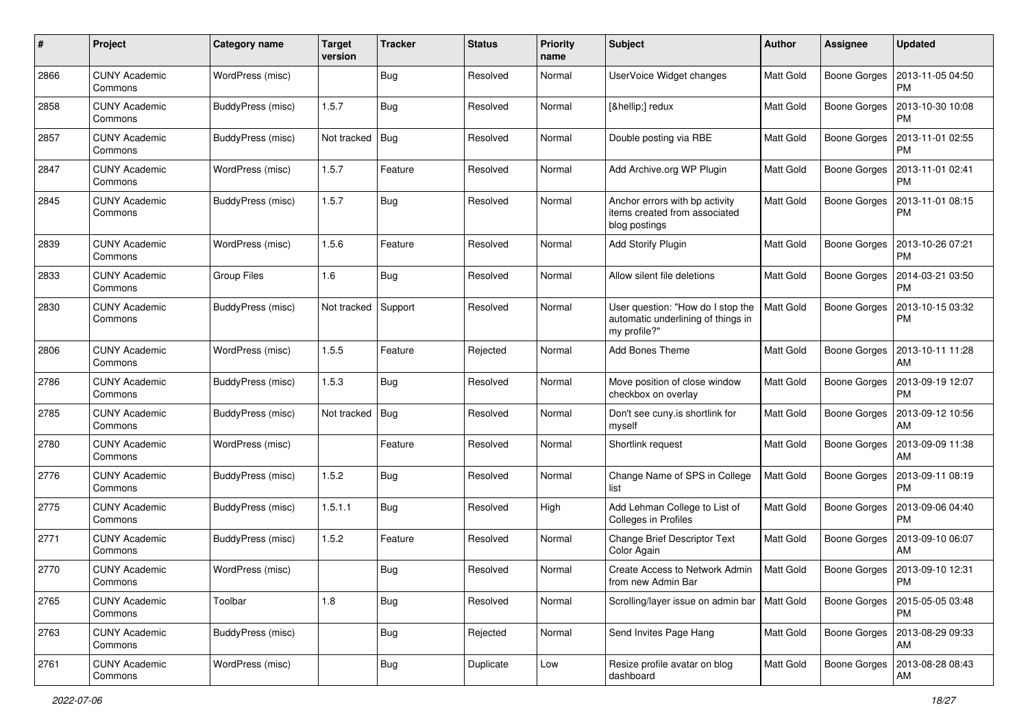| # | Project | Category name | Target version | Tracker | Status | Priority name | Subject | Author | Assignee | Updated |
|---|---|---|---|---|---|---|---|---|---|---|
| 2866 | CUNY Academic Commons | WordPress (misc) | | Bug | Resolved | Normal | UserVoice Widget changes | Matt Gold | Boone Gorges | 2013-11-05 04:50 PM |
| 2858 | CUNY Academic Commons | BuddyPress (misc) | 1.5.7 | Bug | Resolved | Normal | [&hellip;] redux | Matt Gold | Boone Gorges | 2013-10-30 10:08 PM |
| 2857 | CUNY Academic Commons | BuddyPress (misc) | Not tracked | Bug | Resolved | Normal | Double posting via RBE | Matt Gold | Boone Gorges | 2013-11-01 02:55 PM |
| 2847 | CUNY Academic Commons | WordPress (misc) | 1.5.7 | Feature | Resolved | Normal | Add Archive.org WP Plugin | Matt Gold | Boone Gorges | 2013-11-01 02:41 PM |
| 2845 | CUNY Academic Commons | BuddyPress (misc) | 1.5.7 | Bug | Resolved | Normal | Anchor errors with bp activity items created from associated blog postings | Matt Gold | Boone Gorges | 2013-11-01 08:15 PM |
| 2839 | CUNY Academic Commons | WordPress (misc) | 1.5.6 | Feature | Resolved | Normal | Add Storify Plugin | Matt Gold | Boone Gorges | 2013-10-26 07:21 PM |
| 2833 | CUNY Academic Commons | Group Files | 1.6 | Bug | Resolved | Normal | Allow silent file deletions | Matt Gold | Boone Gorges | 2014-03-21 03:50 PM |
| 2830 | CUNY Academic Commons | BuddyPress (misc) | Not tracked | Support | Resolved | Normal | User question: "How do I stop the automatic underlining of things in my profile?" | Matt Gold | Boone Gorges | 2013-10-15 03:32 PM |
| 2806 | CUNY Academic Commons | WordPress (misc) | 1.5.5 | Feature | Rejected | Normal | Add Bones Theme | Matt Gold | Boone Gorges | 2013-10-11 11:28 AM |
| 2786 | CUNY Academic Commons | BuddyPress (misc) | 1.5.3 | Bug | Resolved | Normal | Move position of close window checkbox on overlay | Matt Gold | Boone Gorges | 2013-09-19 12:07 PM |
| 2785 | CUNY Academic Commons | BuddyPress (misc) | Not tracked | Bug | Resolved | Normal | Don't see cuny.is shortlink for myself | Matt Gold | Boone Gorges | 2013-09-12 10:56 AM |
| 2780 | CUNY Academic Commons | WordPress (misc) | | Feature | Resolved | Normal | Shortlink request | Matt Gold | Boone Gorges | 2013-09-09 11:38 AM |
| 2776 | CUNY Academic Commons | BuddyPress (misc) | 1.5.2 | Bug | Resolved | Normal | Change Name of SPS in College list | Matt Gold | Boone Gorges | 2013-09-11 08:19 PM |
| 2775 | CUNY Academic Commons | BuddyPress (misc) | 1.5.1.1 | Bug | Resolved | High | Add Lehman College to List of Colleges in Profiles | Matt Gold | Boone Gorges | 2013-09-06 04:40 PM |
| 2771 | CUNY Academic Commons | BuddyPress (misc) | 1.5.2 | Feature | Resolved | Normal | Change Brief Descriptor Text Color Again | Matt Gold | Boone Gorges | 2013-09-10 06:07 AM |
| 2770 | CUNY Academic Commons | WordPress (misc) | | Bug | Resolved | Normal | Create Access to Network Admin from new Admin Bar | Matt Gold | Boone Gorges | 2013-09-10 12:31 PM |
| 2765 | CUNY Academic Commons | Toolbar | 1.8 | Bug | Resolved | Normal | Scrolling/layer issue on admin bar | Matt Gold | Boone Gorges | 2015-05-05 03:48 PM |
| 2763 | CUNY Academic Commons | BuddyPress (misc) | | Bug | Rejected | Normal | Send Invites Page Hang | Matt Gold | Boone Gorges | 2013-08-29 09:33 AM |
| 2761 | CUNY Academic Commons | WordPress (misc) | | Bug | Duplicate | Low | Resize profile avatar on blog dashboard | Matt Gold | Boone Gorges | 2013-08-28 08:43 AM |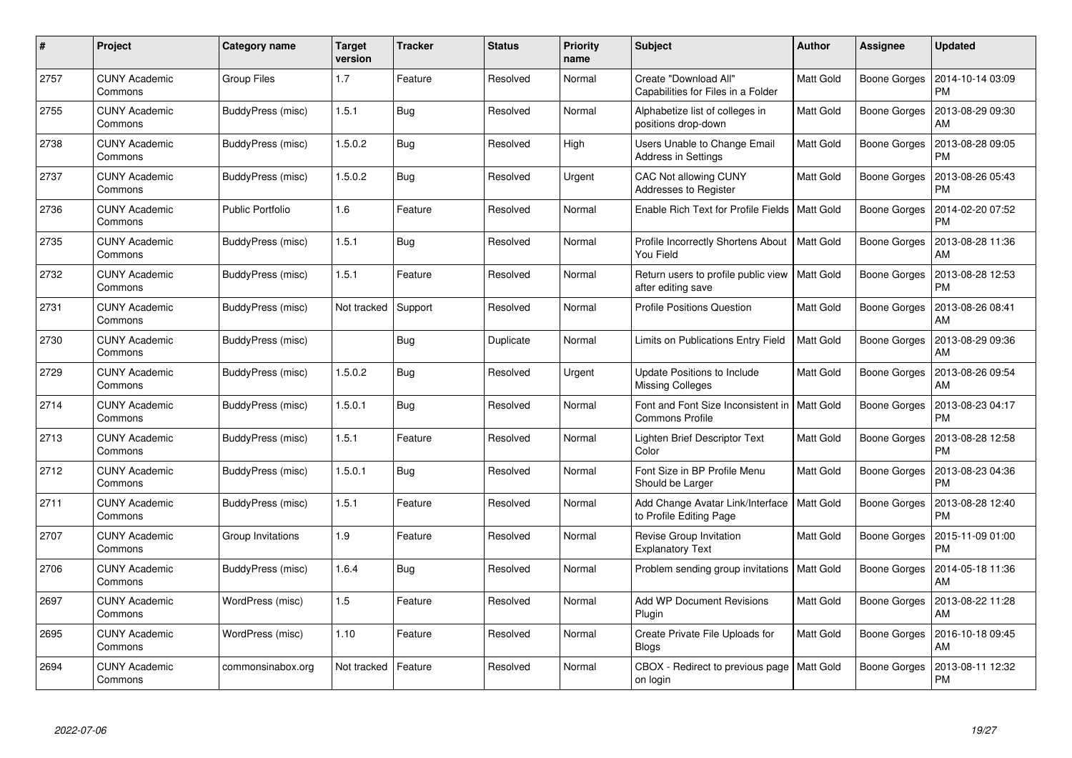| # | Project | Category name | Target version | Tracker | Status | Priority name | Subject | Author | Assignee | Updated |
|---|---|---|---|---|---|---|---|---|---|---|
| 2757 | CUNY Academic Commons | Group Files | 1.7 | Feature | Resolved | Normal | Create "Download All" Capabilities for Files in a Folder | Matt Gold | Boone Gorges | 2014-10-14 03:09 PM |
| 2755 | CUNY Academic Commons | BuddyPress (misc) | 1.5.1 | Bug | Resolved | Normal | Alphabetize list of colleges in positions drop-down | Matt Gold | Boone Gorges | 2013-08-29 09:30 AM |
| 2738 | CUNY Academic Commons | BuddyPress (misc) | 1.5.0.2 | Bug | Resolved | High | Users Unable to Change Email Address in Settings | Matt Gold | Boone Gorges | 2013-08-28 09:05 PM |
| 2737 | CUNY Academic Commons | BuddyPress (misc) | 1.5.0.2 | Bug | Resolved | Urgent | CAC Not allowing CUNY Addresses to Register | Matt Gold | Boone Gorges | 2013-08-26 05:43 PM |
| 2736 | CUNY Academic Commons | Public Portfolio | 1.6 | Feature | Resolved | Normal | Enable Rich Text for Profile Fields | Matt Gold | Boone Gorges | 2014-02-20 07:52 PM |
| 2735 | CUNY Academic Commons | BuddyPress (misc) | 1.5.1 | Bug | Resolved | Normal | Profile Incorrectly Shortens About You Field | Matt Gold | Boone Gorges | 2013-08-28 11:36 AM |
| 2732 | CUNY Academic Commons | BuddyPress (misc) | 1.5.1 | Feature | Resolved | Normal | Return users to profile public view after editing save | Matt Gold | Boone Gorges | 2013-08-28 12:53 PM |
| 2731 | CUNY Academic Commons | BuddyPress (misc) | Not tracked | Support | Resolved | Normal | Profile Positions Question | Matt Gold | Boone Gorges | 2013-08-26 08:41 AM |
| 2730 | CUNY Academic Commons | BuddyPress (misc) | | Bug | Duplicate | Normal | Limits on Publications Entry Field | Matt Gold | Boone Gorges | 2013-08-29 09:36 AM |
| 2729 | CUNY Academic Commons | BuddyPress (misc) | 1.5.0.2 | Bug | Resolved | Urgent | Update Positions to Include Missing Colleges | Matt Gold | Boone Gorges | 2013-08-26 09:54 AM |
| 2714 | CUNY Academic Commons | BuddyPress (misc) | 1.5.0.1 | Bug | Resolved | Normal | Font and Font Size Inconsistent in Commons Profile | Matt Gold | Boone Gorges | 2013-08-23 04:17 PM |
| 2713 | CUNY Academic Commons | BuddyPress (misc) | 1.5.1 | Feature | Resolved | Normal | Lighten Brief Descriptor Text Color | Matt Gold | Boone Gorges | 2013-08-28 12:58 PM |
| 2712 | CUNY Academic Commons | BuddyPress (misc) | 1.5.0.1 | Bug | Resolved | Normal | Font Size in BP Profile Menu Should be Larger | Matt Gold | Boone Gorges | 2013-08-23 04:36 PM |
| 2711 | CUNY Academic Commons | BuddyPress (misc) | 1.5.1 | Feature | Resolved | Normal | Add Change Avatar Link/Interface to Profile Editing Page | Matt Gold | Boone Gorges | 2013-08-28 12:40 PM |
| 2707 | CUNY Academic Commons | Group Invitations | 1.9 | Feature | Resolved | Normal | Revise Group Invitation Explanatory Text | Matt Gold | Boone Gorges | 2015-11-09 01:00 PM |
| 2706 | CUNY Academic Commons | BuddyPress (misc) | 1.6.4 | Bug | Resolved | Normal | Problem sending group invitations | Matt Gold | Boone Gorges | 2014-05-18 11:36 AM |
| 2697 | CUNY Academic Commons | WordPress (misc) | 1.5 | Feature | Resolved | Normal | Add WP Document Revisions Plugin | Matt Gold | Boone Gorges | 2013-08-22 11:28 AM |
| 2695 | CUNY Academic Commons | WordPress (misc) | 1.10 | Feature | Resolved | Normal | Create Private File Uploads for Blogs | Matt Gold | Boone Gorges | 2016-10-18 09:45 AM |
| 2694 | CUNY Academic Commons | commonsinabox.org | Not tracked | Feature | Resolved | Normal | CBOX - Redirect to previous page on login | Matt Gold | Boone Gorges | 2013-08-11 12:32 PM |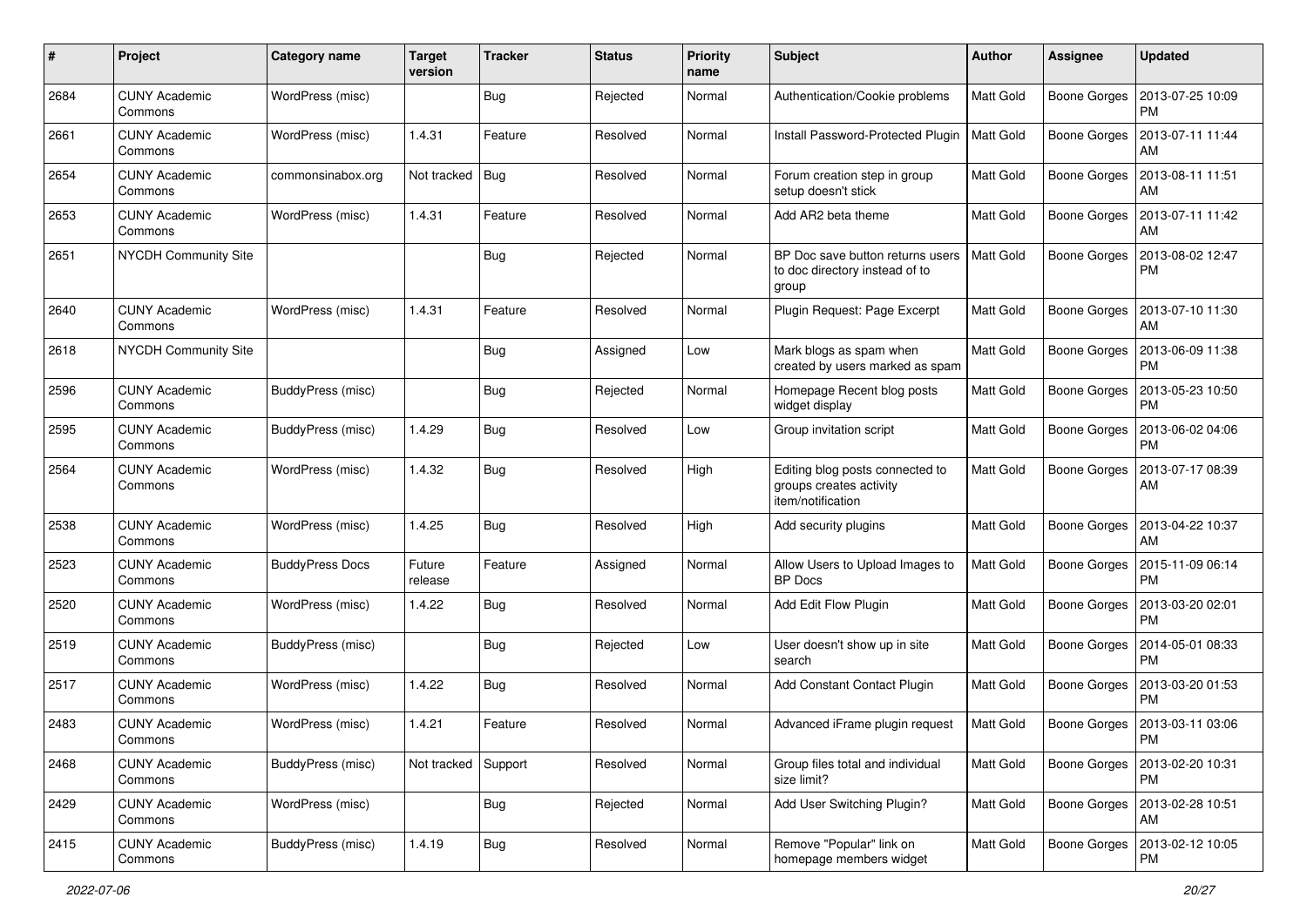| # | Project | Category name | Target version | Tracker | Status | Priority name | Subject | Author | Assignee | Updated |
|---|---|---|---|---|---|---|---|---|---|---|
| 2684 | CUNY Academic Commons | WordPress (misc) | | Bug | Rejected | Normal | Authentication/Cookie problems | Matt Gold | Boone Gorges | 2013-07-25 10:09 PM |
| 2661 | CUNY Academic Commons | WordPress (misc) | 1.4.31 | Feature | Resolved | Normal | Install Password-Protected Plugin | Matt Gold | Boone Gorges | 2013-07-11 11:44 AM |
| 2654 | CUNY Academic Commons | commonsinabox.org | Not tracked | Bug | Resolved | Normal | Forum creation step in group setup doesn't stick | Matt Gold | Boone Gorges | 2013-08-11 11:51 AM |
| 2653 | CUNY Academic Commons | WordPress (misc) | 1.4.31 | Feature | Resolved | Normal | Add AR2 beta theme | Matt Gold | Boone Gorges | 2013-07-11 11:42 AM |
| 2651 | NYCDH Community Site | | | Bug | Rejected | Normal | BP Doc save button returns users to doc directory instead of to group | Matt Gold | Boone Gorges | 2013-08-02 12:47 PM |
| 2640 | CUNY Academic Commons | WordPress (misc) | 1.4.31 | Feature | Resolved | Normal | Plugin Request: Page Excerpt | Matt Gold | Boone Gorges | 2013-07-10 11:30 AM |
| 2618 | NYCDH Community Site | | | Bug | Assigned | Low | Mark blogs as spam when created by users marked as spam | Matt Gold | Boone Gorges | 2013-06-09 11:38 PM |
| 2596 | CUNY Academic Commons | BuddyPress (misc) | | Bug | Rejected | Normal | Homepage Recent blog posts widget display | Matt Gold | Boone Gorges | 2013-05-23 10:50 PM |
| 2595 | CUNY Academic Commons | BuddyPress (misc) | 1.4.29 | Bug | Resolved | Low | Group invitation script | Matt Gold | Boone Gorges | 2013-06-02 04:06 PM |
| 2564 | CUNY Academic Commons | WordPress (misc) | 1.4.32 | Bug | Resolved | High | Editing blog posts connected to groups creates activity item/notification | Matt Gold | Boone Gorges | 2013-07-17 08:39 AM |
| 2538 | CUNY Academic Commons | WordPress (misc) | 1.4.25 | Bug | Resolved | High | Add security plugins | Matt Gold | Boone Gorges | 2013-04-22 10:37 AM |
| 2523 | CUNY Academic Commons | BuddyPress Docs | Future release | Feature | Assigned | Normal | Allow Users to Upload Images to BP Docs | Matt Gold | Boone Gorges | 2015-11-09 06:14 PM |
| 2520 | CUNY Academic Commons | WordPress (misc) | 1.4.22 | Bug | Resolved | Normal | Add Edit Flow Plugin | Matt Gold | Boone Gorges | 2013-03-20 02:01 PM |
| 2519 | CUNY Academic Commons | BuddyPress (misc) | | Bug | Rejected | Low | User doesn't show up in site search | Matt Gold | Boone Gorges | 2014-05-01 08:33 PM |
| 2517 | CUNY Academic Commons | WordPress (misc) | 1.4.22 | Bug | Resolved | Normal | Add Constant Contact Plugin | Matt Gold | Boone Gorges | 2013-03-20 01:53 PM |
| 2483 | CUNY Academic Commons | WordPress (misc) | 1.4.21 | Feature | Resolved | Normal | Advanced iFrame plugin request | Matt Gold | Boone Gorges | 2013-03-11 03:06 PM |
| 2468 | CUNY Academic Commons | BuddyPress (misc) | Not tracked | Support | Resolved | Normal | Group files total and individual size limit? | Matt Gold | Boone Gorges | 2013-02-20 10:31 PM |
| 2429 | CUNY Academic Commons | WordPress (misc) | | Bug | Rejected | Normal | Add User Switching Plugin? | Matt Gold | Boone Gorges | 2013-02-28 10:51 AM |
| 2415 | CUNY Academic Commons | BuddyPress (misc) | 1.4.19 | Bug | Resolved | Normal | Remove "Popular" link on homepage members widget | Matt Gold | Boone Gorges | 2013-02-12 10:05 PM |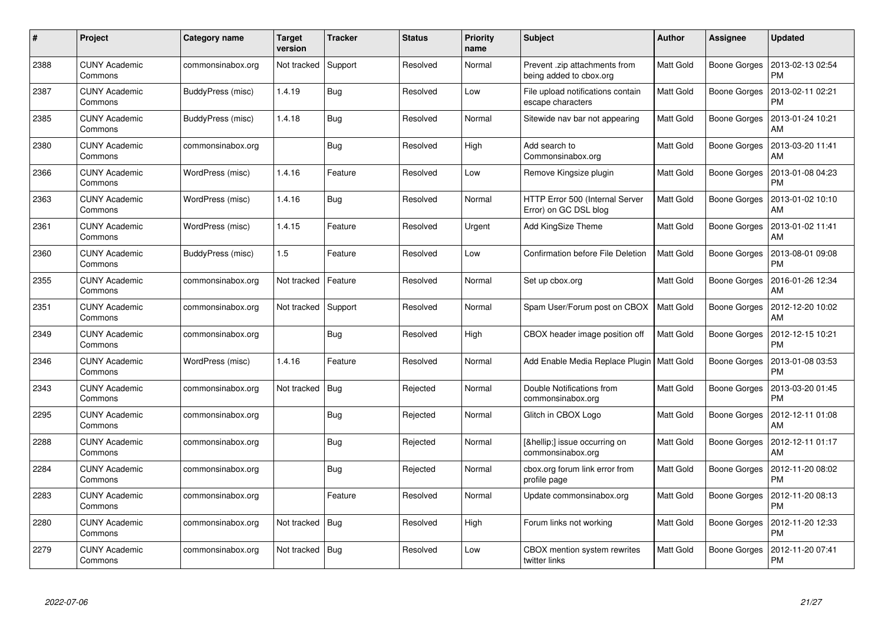| # | Project | Category name | Target version | Tracker | Status | Priority name | Subject | Author | Assignee | Updated |
|---|---|---|---|---|---|---|---|---|---|---|
| 2388 | CUNY Academic Commons | commonsinabox.org | Not tracked | Support | Resolved | Normal | Prevent .zip attachments from being added to cbox.org | Matt Gold | Boone Gorges | 2013-02-13 02:54 PM |
| 2387 | CUNY Academic Commons | BuddyPress (misc) | 1.4.19 | Bug | Resolved | Low | File upload notifications contain escape characters | Matt Gold | Boone Gorges | 2013-02-11 02:21 PM |
| 2385 | CUNY Academic Commons | BuddyPress (misc) | 1.4.18 | Bug | Resolved | Normal | Sitewide nav bar not appearing | Matt Gold | Boone Gorges | 2013-01-24 10:21 AM |
| 2380 | CUNY Academic Commons | commonsinabox.org | | Bug | Resolved | High | Add search to Commonsinabox.org | Matt Gold | Boone Gorges | 2013-03-20 11:41 AM |
| 2366 | CUNY Academic Commons | WordPress (misc) | 1.4.16 | Feature | Resolved | Low | Remove Kingsize plugin | Matt Gold | Boone Gorges | 2013-01-08 04:23 PM |
| 2363 | CUNY Academic Commons | WordPress (misc) | 1.4.16 | Bug | Resolved | Normal | HTTP Error 500 (Internal Server Error) on GC DSL blog | Matt Gold | Boone Gorges | 2013-01-02 10:10 AM |
| 2361 | CUNY Academic Commons | WordPress (misc) | 1.4.15 | Feature | Resolved | Urgent | Add KingSize Theme | Matt Gold | Boone Gorges | 2013-01-02 11:41 AM |
| 2360 | CUNY Academic Commons | BuddyPress (misc) | 1.5 | Feature | Resolved | Low | Confirmation before File Deletion | Matt Gold | Boone Gorges | 2013-08-01 09:08 PM |
| 2355 | CUNY Academic Commons | commonsinabox.org | Not tracked | Feature | Resolved | Normal | Set up cbox.org | Matt Gold | Boone Gorges | 2016-01-26 12:34 AM |
| 2351 | CUNY Academic Commons | commonsinabox.org | Not tracked | Support | Resolved | Normal | Spam User/Forum post on CBOX | Matt Gold | Boone Gorges | 2012-12-20 10:02 AM |
| 2349 | CUNY Academic Commons | commonsinabox.org | | Bug | Resolved | High | CBOX header image position off | Matt Gold | Boone Gorges | 2012-12-15 10:21 PM |
| 2346 | CUNY Academic Commons | WordPress (misc) | 1.4.16 | Feature | Resolved | Normal | Add Enable Media Replace Plugin | Matt Gold | Boone Gorges | 2013-01-08 03:53 PM |
| 2343 | CUNY Academic Commons | commonsinabox.org | Not tracked | Bug | Rejected | Normal | Double Notifications from commonsinabox.org | Matt Gold | Boone Gorges | 2013-03-20 01:45 PM |
| 2295 | CUNY Academic Commons | commonsinabox.org | | Bug | Rejected | Normal | Glitch in CBOX Logo | Matt Gold | Boone Gorges | 2012-12-11 01:08 AM |
| 2288 | CUNY Academic Commons | commonsinabox.org | | Bug | Rejected | Normal | [&hellip;] issue occurring on commonsinabox.org | Matt Gold | Boone Gorges | 2012-12-11 01:17 AM |
| 2284 | CUNY Academic Commons | commonsinabox.org | | Bug | Rejected | Normal | cbox.org forum link error from profile page | Matt Gold | Boone Gorges | 2012-11-20 08:02 PM |
| 2283 | CUNY Academic Commons | commonsinabox.org | | Feature | Resolved | Normal | Update commonsinabox.org | Matt Gold | Boone Gorges | 2012-11-20 08:13 PM |
| 2280 | CUNY Academic Commons | commonsinabox.org | Not tracked | Bug | Resolved | High | Forum links not working | Matt Gold | Boone Gorges | 2012-11-20 12:33 PM |
| 2279 | CUNY Academic Commons | commonsinabox.org | Not tracked | Bug | Resolved | Low | CBOX mention system rewrites twitter links | Matt Gold | Boone Gorges | 2012-11-20 07:41 PM |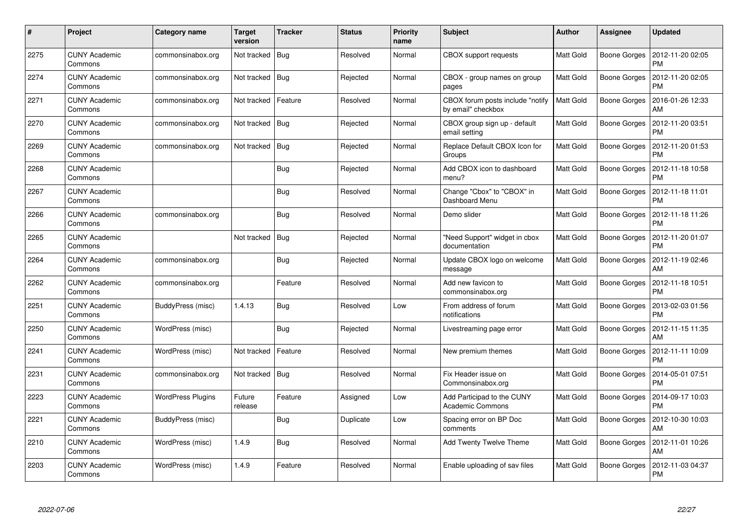| # | Project | Category name | Target version | Tracker | Status | Priority name | Subject | Author | Assignee | Updated |
|---|---|---|---|---|---|---|---|---|---|---|
| 2275 | CUNY Academic Commons | commonsinabox.org | Not tracked | Bug | Resolved | Normal | CBOX support requests | Matt Gold | Boone Gorges | 2012-11-20 02:05 PM |
| 2274 | CUNY Academic Commons | commonsinabox.org | Not tracked | Bug | Rejected | Normal | CBOX - group names on group pages | Matt Gold | Boone Gorges | 2012-11-20 02:05 PM |
| 2271 | CUNY Academic Commons | commonsinabox.org | Not tracked | Feature | Resolved | Normal | CBOX forum posts include "notify by email" checkbox | Matt Gold | Boone Gorges | 2016-01-26 12:33 AM |
| 2270 | CUNY Academic Commons | commonsinabox.org | Not tracked | Bug | Rejected | Normal | CBOX group sign up - default email setting | Matt Gold | Boone Gorges | 2012-11-20 03:51 PM |
| 2269 | CUNY Academic Commons | commonsinabox.org | Not tracked | Bug | Rejected | Normal | Replace Default CBOX Icon for Groups | Matt Gold | Boone Gorges | 2012-11-20 01:53 PM |
| 2268 | CUNY Academic Commons | | | Bug | Rejected | Normal | Add CBOX icon to dashboard menu? | Matt Gold | Boone Gorges | 2012-11-18 10:58 PM |
| 2267 | CUNY Academic Commons | | | Bug | Resolved | Normal | Change "Cbox" to "CBOX" in Dashboard Menu | Matt Gold | Boone Gorges | 2012-11-18 11:01 PM |
| 2266 | CUNY Academic Commons | commonsinabox.org | | Bug | Resolved | Normal | Demo slider | Matt Gold | Boone Gorges | 2012-11-18 11:26 PM |
| 2265 | CUNY Academic Commons | | Not tracked | Bug | Rejected | Normal | "Need Support" widget in cbox documentation | Matt Gold | Boone Gorges | 2012-11-20 01:07 PM |
| 2264 | CUNY Academic Commons | commonsinabox.org | | Bug | Rejected | Normal | Update CBOX logo on welcome message | Matt Gold | Boone Gorges | 2012-11-19 02:46 AM |
| 2262 | CUNY Academic Commons | commonsinabox.org | | Feature | Resolved | Normal | Add new favicon to commonsinabox.org | Matt Gold | Boone Gorges | 2012-11-18 10:51 PM |
| 2251 | CUNY Academic Commons | BuddyPress (misc) | 1.4.13 | Bug | Resolved | Low | From address of forum notifications | Matt Gold | Boone Gorges | 2013-02-03 01:56 PM |
| 2250 | CUNY Academic Commons | WordPress (misc) | | Bug | Rejected | Normal | Livestreaming page error | Matt Gold | Boone Gorges | 2012-11-15 11:35 AM |
| 2241 | CUNY Academic Commons | WordPress (misc) | Not tracked | Feature | Resolved | Normal | New premium themes | Matt Gold | Boone Gorges | 2012-11-11 10:09 PM |
| 2231 | CUNY Academic Commons | commonsinabox.org | Not tracked | Bug | Resolved | Normal | Fix Header issue on Commonsinabox.org | Matt Gold | Boone Gorges | 2014-05-01 07:51 PM |
| 2223 | CUNY Academic Commons | WordPress Plugins | Future release | Feature | Assigned | Low | Add Participad to the CUNY Academic Commons | Matt Gold | Boone Gorges | 2014-09-17 10:03 PM |
| 2221 | CUNY Academic Commons | BuddyPress (misc) | | Bug | Duplicate | Low | Spacing error on BP Doc comments | Matt Gold | Boone Gorges | 2012-10-30 10:03 AM |
| 2210 | CUNY Academic Commons | WordPress (misc) | 1.4.9 | Bug | Resolved | Normal | Add Twenty Twelve Theme | Matt Gold | Boone Gorges | 2012-11-01 10:26 AM |
| 2203 | CUNY Academic Commons | WordPress (misc) | 1.4.9 | Feature | Resolved | Normal | Enable uploading of sav files | Matt Gold | Boone Gorges | 2012-11-03 04:37 PM |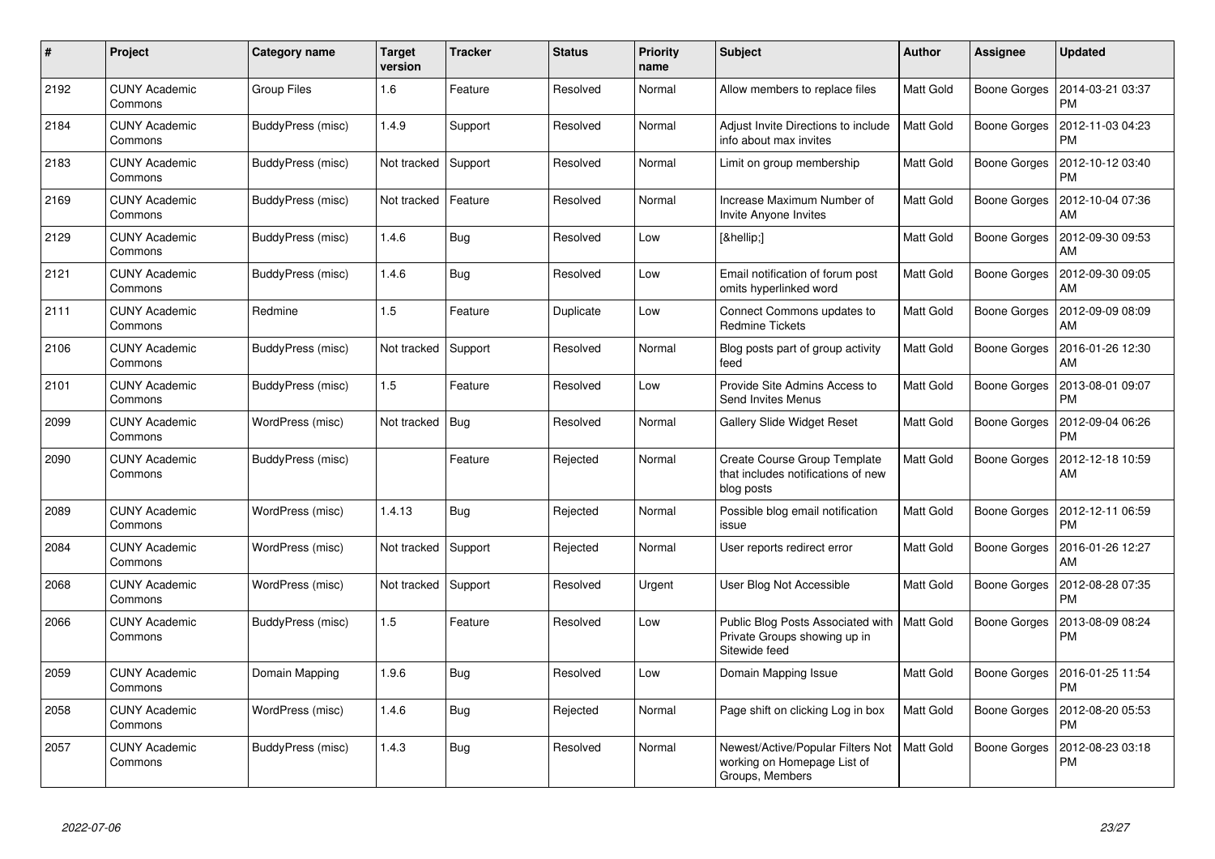| # | Project | Category name | Target version | Tracker | Status | Priority name | Subject | Author | Assignee | Updated |
|---|---|---|---|---|---|---|---|---|---|---|
| 2192 | CUNY Academic Commons | Group Files | 1.6 | Feature | Resolved | Normal | Allow members to replace files | Matt Gold | Boone Gorges | 2014-03-21 03:37 PM |
| 2184 | CUNY Academic Commons | BuddyPress (misc) | 1.4.9 | Support | Resolved | Normal | Adjust Invite Directions to include info about max invites | Matt Gold | Boone Gorges | 2012-11-03 04:23 PM |
| 2183 | CUNY Academic Commons | BuddyPress (misc) | Not tracked | Support | Resolved | Normal | Limit on group membership | Matt Gold | Boone Gorges | 2012-10-12 03:40 PM |
| 2169 | CUNY Academic Commons | BuddyPress (misc) | Not tracked | Feature | Resolved | Normal | Increase Maximum Number of Invite Anyone Invites | Matt Gold | Boone Gorges | 2012-10-04 07:36 AM |
| 2129 | CUNY Academic Commons | BuddyPress (misc) | 1.4.6 | Bug | Resolved | Low | [&hellip;] | Matt Gold | Boone Gorges | 2012-09-30 09:53 AM |
| 2121 | CUNY Academic Commons | BuddyPress (misc) | 1.4.6 | Bug | Resolved | Low | Email notification of forum post omits hyperlinked word | Matt Gold | Boone Gorges | 2012-09-30 09:05 AM |
| 2111 | CUNY Academic Commons | Redmine | 1.5 | Feature | Duplicate | Low | Connect Commons updates to Redmine Tickets | Matt Gold | Boone Gorges | 2012-09-09 08:09 AM |
| 2106 | CUNY Academic Commons | BuddyPress (misc) | Not tracked | Support | Resolved | Normal | Blog posts part of group activity feed | Matt Gold | Boone Gorges | 2016-01-26 12:30 AM |
| 2101 | CUNY Academic Commons | BuddyPress (misc) | 1.5 | Feature | Resolved | Low | Provide Site Admins Access to Send Invites Menus | Matt Gold | Boone Gorges | 2013-08-01 09:07 PM |
| 2099 | CUNY Academic Commons | WordPress (misc) | Not tracked | Bug | Resolved | Normal | Gallery Slide Widget Reset | Matt Gold | Boone Gorges | 2012-09-04 06:26 PM |
| 2090 | CUNY Academic Commons | BuddyPress (misc) | | Feature | Rejected | Normal | Create Course Group Template that includes notifications of new blog posts | Matt Gold | Boone Gorges | 2012-12-18 10:59 AM |
| 2089 | CUNY Academic Commons | WordPress (misc) | 1.4.13 | Bug | Rejected | Normal | Possible blog email notification issue | Matt Gold | Boone Gorges | 2012-12-11 06:59 PM |
| 2084 | CUNY Academic Commons | WordPress (misc) | Not tracked | Support | Rejected | Normal | User reports redirect error | Matt Gold | Boone Gorges | 2016-01-26 12:27 AM |
| 2068 | CUNY Academic Commons | WordPress (misc) | Not tracked | Support | Resolved | Urgent | User Blog Not Accessible | Matt Gold | Boone Gorges | 2012-08-28 07:35 PM |
| 2066 | CUNY Academic Commons | BuddyPress (misc) | 1.5 | Feature | Resolved | Low | Public Blog Posts Associated with Private Groups showing up in Sitewide feed | Matt Gold | Boone Gorges | 2013-08-09 08:24 PM |
| 2059 | CUNY Academic Commons | Domain Mapping | 1.9.6 | Bug | Resolved | Low | Domain Mapping Issue | Matt Gold | Boone Gorges | 2016-01-25 11:54 PM |
| 2058 | CUNY Academic Commons | WordPress (misc) | 1.4.6 | Bug | Rejected | Normal | Page shift on clicking Log in box | Matt Gold | Boone Gorges | 2012-08-20 05:53 PM |
| 2057 | CUNY Academic Commons | BuddyPress (misc) | 1.4.3 | Bug | Resolved | Normal | Newest/Active/Popular Filters Not working on Homepage List of Groups, Members | Matt Gold | Boone Gorges | 2012-08-23 03:18 PM |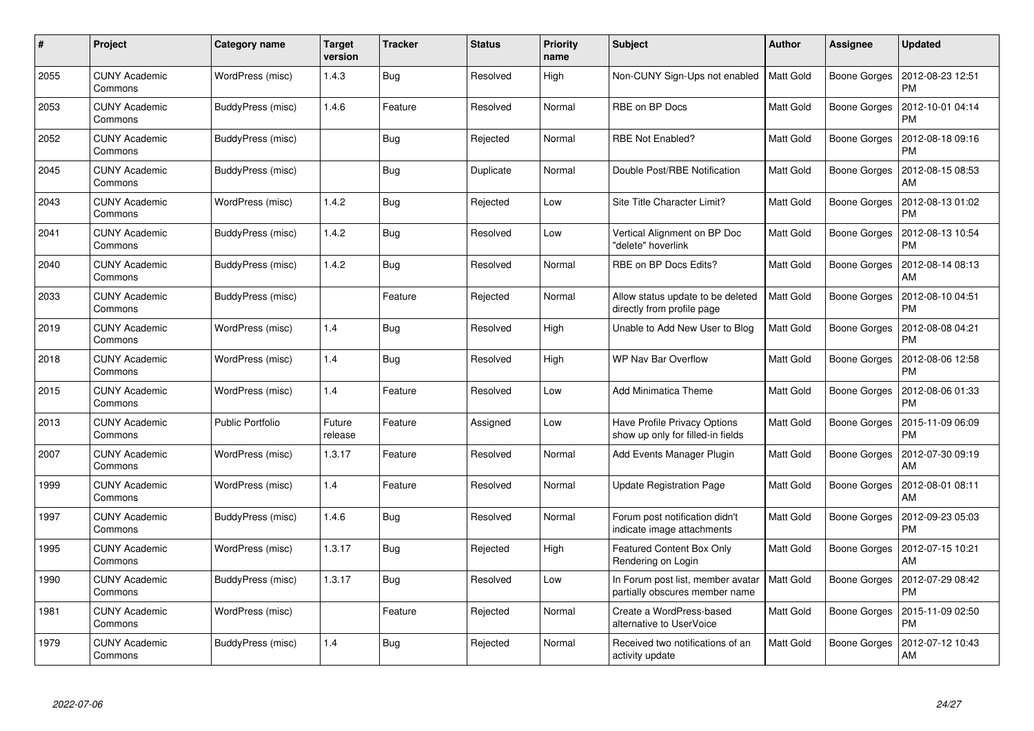| # | Project | Category name | Target version | Tracker | Status | Priority name | Subject | Author | Assignee | Updated |
|---|---|---|---|---|---|---|---|---|---|---|
| 2055 | CUNY Academic Commons | WordPress (misc) | 1.4.3 | Bug | Resolved | High | Non-CUNY Sign-Ups not enabled | Matt Gold | Boone Gorges | 2012-08-23 12:51 PM |
| 2053 | CUNY Academic Commons | BuddyPress (misc) | 1.4.6 | Feature | Resolved | Normal | RBE on BP Docs | Matt Gold | Boone Gorges | 2012-10-01 04:14 PM |
| 2052 | CUNY Academic Commons | BuddyPress (misc) | | Bug | Rejected | Normal | RBE Not Enabled? | Matt Gold | Boone Gorges | 2012-08-18 09:16 PM |
| 2045 | CUNY Academic Commons | BuddyPress (misc) | | Bug | Duplicate | Normal | Double Post/RBE Notification | Matt Gold | Boone Gorges | 2012-08-15 08:53 AM |
| 2043 | CUNY Academic Commons | WordPress (misc) | 1.4.2 | Bug | Rejected | Low | Site Title Character Limit? | Matt Gold | Boone Gorges | 2012-08-13 01:02 PM |
| 2041 | CUNY Academic Commons | BuddyPress (misc) | 1.4.2 | Bug | Resolved | Low | Vertical Alignment on BP Doc "delete" hoverlink | Matt Gold | Boone Gorges | 2012-08-13 10:54 PM |
| 2040 | CUNY Academic Commons | BuddyPress (misc) | 1.4.2 | Bug | Resolved | Normal | RBE on BP Docs Edits? | Matt Gold | Boone Gorges | 2012-08-14 08:13 AM |
| 2033 | CUNY Academic Commons | BuddyPress (misc) | | Feature | Rejected | Normal | Allow status update to be deleted directly from profile page | Matt Gold | Boone Gorges | 2012-08-10 04:51 PM |
| 2019 | CUNY Academic Commons | WordPress (misc) | 1.4 | Bug | Resolved | High | Unable to Add New User to Blog | Matt Gold | Boone Gorges | 2012-08-08 04:21 PM |
| 2018 | CUNY Academic Commons | WordPress (misc) | 1.4 | Bug | Resolved | High | WP Nav Bar Overflow | Matt Gold | Boone Gorges | 2012-08-06 12:58 PM |
| 2015 | CUNY Academic Commons | WordPress (misc) | 1.4 | Feature | Resolved | Low | Add Minimatica Theme | Matt Gold | Boone Gorges | 2012-08-06 01:33 PM |
| 2013 | CUNY Academic Commons | Public Portfolio | Future release | Feature | Assigned | Low | Have Profile Privacy Options show up only for filled-in fields | Matt Gold | Boone Gorges | 2015-11-09 06:09 PM |
| 2007 | CUNY Academic Commons | WordPress (misc) | 1.3.17 | Feature | Resolved | Normal | Add Events Manager Plugin | Matt Gold | Boone Gorges | 2012-07-30 09:19 AM |
| 1999 | CUNY Academic Commons | WordPress (misc) | 1.4 | Feature | Resolved | Normal | Update Registration Page | Matt Gold | Boone Gorges | 2012-08-01 08:11 AM |
| 1997 | CUNY Academic Commons | BuddyPress (misc) | 1.4.6 | Bug | Resolved | Normal | Forum post notification didn't indicate image attachments | Matt Gold | Boone Gorges | 2012-09-23 05:03 PM |
| 1995 | CUNY Academic Commons | WordPress (misc) | 1.3.17 | Bug | Rejected | High | Featured Content Box Only Rendering on Login | Matt Gold | Boone Gorges | 2012-07-15 10:21 AM |
| 1990 | CUNY Academic Commons | BuddyPress (misc) | 1.3.17 | Bug | Resolved | Low | In Forum post list, member avatar partially obscures member name | Matt Gold | Boone Gorges | 2012-07-29 08:42 PM |
| 1981 | CUNY Academic Commons | WordPress (misc) | | Feature | Rejected | Normal | Create a WordPress-based alternative to UserVoice | Matt Gold | Boone Gorges | 2015-11-09 02:50 PM |
| 1979 | CUNY Academic Commons | BuddyPress (misc) | 1.4 | Bug | Rejected | Normal | Received two notifications of an activity update | Matt Gold | Boone Gorges | 2012-07-12 10:43 AM |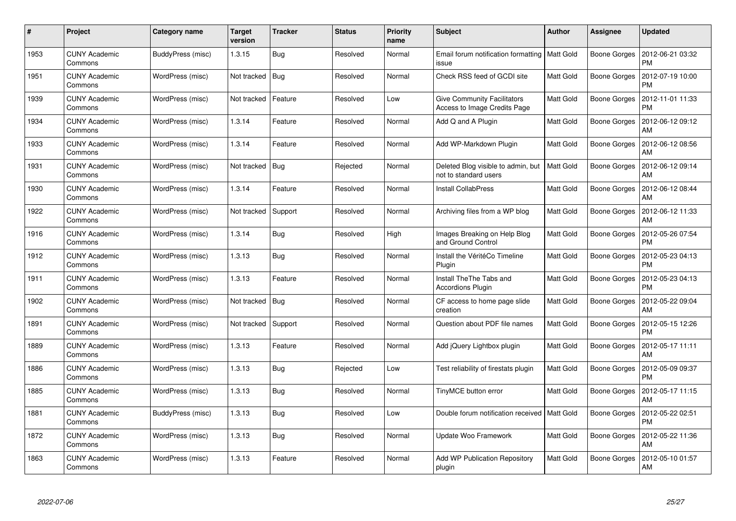| # | Project | Category name | Target version | Tracker | Status | Priority name | Subject | Author | Assignee | Updated |
|---|---|---|---|---|---|---|---|---|---|---|
| 1953 | CUNY Academic Commons | BuddyPress (misc) | 1.3.15 | Bug | Resolved | Normal | Email forum notification formatting issue | Matt Gold | Boone Gorges | 2012-06-21 03:32 PM |
| 1951 | CUNY Academic Commons | WordPress (misc) | Not tracked | Bug | Resolved | Normal | Check RSS feed of GCDI site | Matt Gold | Boone Gorges | 2012-07-19 10:00 PM |
| 1939 | CUNY Academic Commons | WordPress (misc) | Not tracked | Feature | Resolved | Low | Give Community Facilitators Access to Image Credits Page | Matt Gold | Boone Gorges | 2012-11-01 11:33 PM |
| 1934 | CUNY Academic Commons | WordPress (misc) | 1.3.14 | Feature | Resolved | Normal | Add Q and A Plugin | Matt Gold | Boone Gorges | 2012-06-12 09:12 AM |
| 1933 | CUNY Academic Commons | WordPress (misc) | 1.3.14 | Feature | Resolved | Normal | Add WP-Markdown Plugin | Matt Gold | Boone Gorges | 2012-06-12 08:56 AM |
| 1931 | CUNY Academic Commons | WordPress (misc) | Not tracked | Bug | Rejected | Normal | Deleted Blog visible to admin, but not to standard users | Matt Gold | Boone Gorges | 2012-06-12 09:14 AM |
| 1930 | CUNY Academic Commons | WordPress (misc) | 1.3.14 | Feature | Resolved | Normal | Install CollabPress | Matt Gold | Boone Gorges | 2012-06-12 08:44 AM |
| 1922 | CUNY Academic Commons | WordPress (misc) | Not tracked | Support | Resolved | Normal | Archiving files from a WP blog | Matt Gold | Boone Gorges | 2012-06-12 11:33 AM |
| 1916 | CUNY Academic Commons | WordPress (misc) | 1.3.14 | Bug | Resolved | High | Images Breaking on Help Blog and Ground Control | Matt Gold | Boone Gorges | 2012-05-26 07:54 PM |
| 1912 | CUNY Academic Commons | WordPress (misc) | 1.3.13 | Bug | Resolved | Normal | Install the VéritéCo Timeline Plugin | Matt Gold | Boone Gorges | 2012-05-23 04:13 PM |
| 1911 | CUNY Academic Commons | WordPress (misc) | 1.3.13 | Feature | Resolved | Normal | Install TheThe Tabs and Accordions Plugin | Matt Gold | Boone Gorges | 2012-05-23 04:13 PM |
| 1902 | CUNY Academic Commons | WordPress (misc) | Not tracked | Bug | Resolved | Normal | CF access to home page slide creation | Matt Gold | Boone Gorges | 2012-05-22 09:04 AM |
| 1891 | CUNY Academic Commons | WordPress (misc) | Not tracked | Support | Resolved | Normal | Question about PDF file names | Matt Gold | Boone Gorges | 2012-05-15 12:26 PM |
| 1889 | CUNY Academic Commons | WordPress (misc) | 1.3.13 | Feature | Resolved | Normal | Add jQuery Lightbox plugin | Matt Gold | Boone Gorges | 2012-05-17 11:11 AM |
| 1886 | CUNY Academic Commons | WordPress (misc) | 1.3.13 | Bug | Rejected | Low | Test reliability of firestats plugin | Matt Gold | Boone Gorges | 2012-05-09 09:37 PM |
| 1885 | CUNY Academic Commons | WordPress (misc) | 1.3.13 | Bug | Resolved | Normal | TinyMCE button error | Matt Gold | Boone Gorges | 2012-05-17 11:15 AM |
| 1881 | CUNY Academic Commons | BuddyPress (misc) | 1.3.13 | Bug | Resolved | Low | Double forum notification received | Matt Gold | Boone Gorges | 2012-05-22 02:51 PM |
| 1872 | CUNY Academic Commons | WordPress (misc) | 1.3.13 | Bug | Resolved | Normal | Update Woo Framework | Matt Gold | Boone Gorges | 2012-05-22 11:36 AM |
| 1863 | CUNY Academic Commons | WordPress (misc) | 1.3.13 | Feature | Resolved | Normal | Add WP Publication Repository plugin | Matt Gold | Boone Gorges | 2012-05-10 01:57 AM |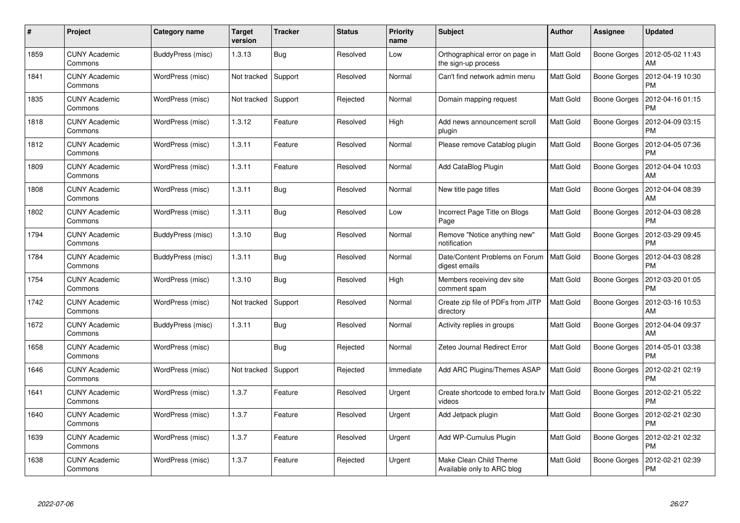| # | Project | Category name | Target version | Tracker | Status | Priority name | Subject | Author | Assignee | Updated |
|---|---|---|---|---|---|---|---|---|---|---|
| 1859 | CUNY Academic Commons | BuddyPress (misc) | 1.3.13 | Bug | Resolved | Low | Orthographical error on page in the sign-up process | Matt Gold | Boone Gorges | 2012-05-02 11:43 AM |
| 1841 | CUNY Academic Commons | WordPress (misc) | Not tracked | Support | Resolved | Normal | Can't find network admin menu | Matt Gold | Boone Gorges | 2012-04-19 10:30 PM |
| 1835 | CUNY Academic Commons | WordPress (misc) | Not tracked | Support | Rejected | Normal | Domain mapping request | Matt Gold | Boone Gorges | 2012-04-16 01:15 PM |
| 1818 | CUNY Academic Commons | WordPress (misc) | 1.3.12 | Feature | Resolved | High | Add news announcement scroll plugin | Matt Gold | Boone Gorges | 2012-04-09 03:15 PM |
| 1812 | CUNY Academic Commons | WordPress (misc) | 1.3.11 | Feature | Resolved | Normal | Please remove Catablog plugin | Matt Gold | Boone Gorges | 2012-04-05 07:36 PM |
| 1809 | CUNY Academic Commons | WordPress (misc) | 1.3.11 | Feature | Resolved | Normal | Add CataBlog Plugin | Matt Gold | Boone Gorges | 2012-04-04 10:03 AM |
| 1808 | CUNY Academic Commons | WordPress (misc) | 1.3.11 | Bug | Resolved | Normal | New title page titles | Matt Gold | Boone Gorges | 2012-04-04 08:39 AM |
| 1802 | CUNY Academic Commons | WordPress (misc) | 1.3.11 | Bug | Resolved | Low | Incorrect Page Title on Blogs Page | Matt Gold | Boone Gorges | 2012-04-03 08:28 PM |
| 1794 | CUNY Academic Commons | BuddyPress (misc) | 1.3.10 | Bug | Resolved | Normal | Remove "Notice anything new" notification | Matt Gold | Boone Gorges | 2012-03-29 09:45 PM |
| 1784 | CUNY Academic Commons | BuddyPress (misc) | 1.3.11 | Bug | Resolved | Normal | Date/Content Problems on Forum digest emails | Matt Gold | Boone Gorges | 2012-04-03 08:28 PM |
| 1754 | CUNY Academic Commons | WordPress (misc) | 1.3.10 | Bug | Resolved | High | Members receiving dev site comment spam | Matt Gold | Boone Gorges | 2012-03-20 01:05 PM |
| 1742 | CUNY Academic Commons | WordPress (misc) | Not tracked | Support | Resolved | Normal | Create zip file of PDFs from JITP directory | Matt Gold | Boone Gorges | 2012-03-16 10:53 AM |
| 1672 | CUNY Academic Commons | BuddyPress (misc) | 1.3.11 | Bug | Resolved | Normal | Activity replies in groups | Matt Gold | Boone Gorges | 2012-04-04 09:37 AM |
| 1658 | CUNY Academic Commons | WordPress (misc) | | Bug | Rejected | Normal | Zeteo Journal Redirect Error | Matt Gold | Boone Gorges | 2014-05-01 03:38 PM |
| 1646 | CUNY Academic Commons | WordPress (misc) | Not tracked | Support | Rejected | Immediate | Add ARC Plugins/Themes ASAP | Matt Gold | Boone Gorges | 2012-02-21 02:19 PM |
| 1641 | CUNY Academic Commons | WordPress (misc) | 1.3.7 | Feature | Resolved | Urgent | Create shortcode to embed fora.tv videos | Matt Gold | Boone Gorges | 2012-02-21 05:22 PM |
| 1640 | CUNY Academic Commons | WordPress (misc) | 1.3.7 | Feature | Resolved | Urgent | Add Jetpack plugin | Matt Gold | Boone Gorges | 2012-02-21 02:30 PM |
| 1639 | CUNY Academic Commons | WordPress (misc) | 1.3.7 | Feature | Resolved | Urgent | Add WP-Cumulus Plugin | Matt Gold | Boone Gorges | 2012-02-21 02:32 PM |
| 1638 | CUNY Academic Commons | WordPress (misc) | 1.3.7 | Feature | Rejected | Urgent | Make Clean Child Theme Available only to ARC blog | Matt Gold | Boone Gorges | 2012-02-21 02:39 PM |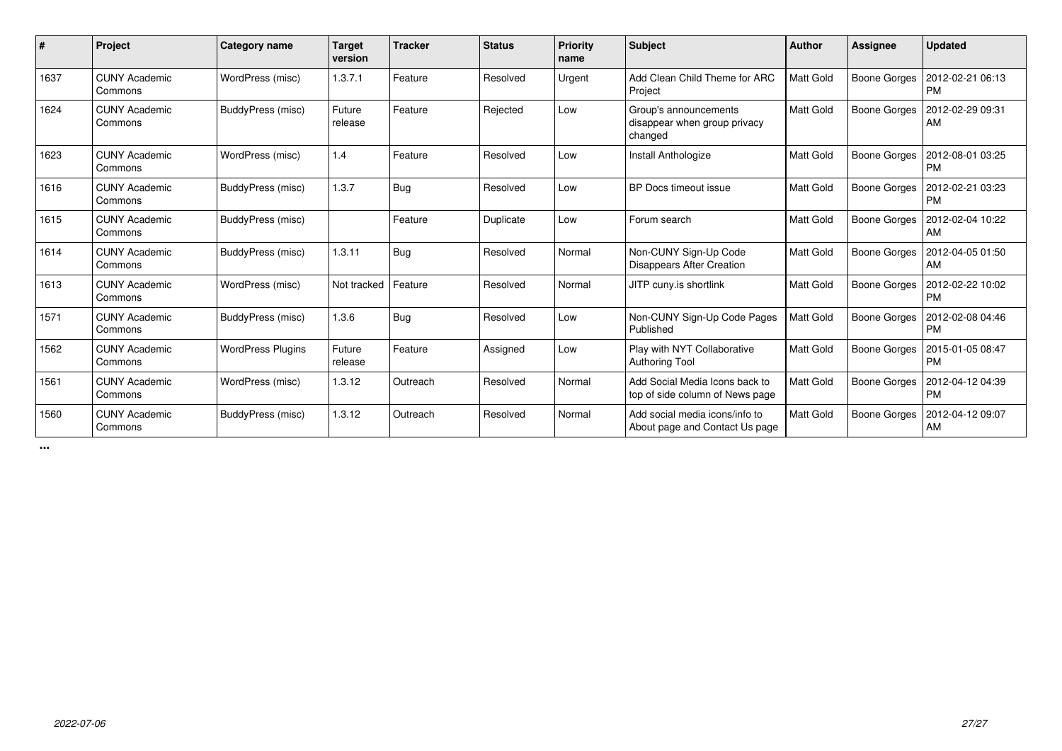| # | Project | Category name | Target version | Tracker | Status | Priority name | Subject | Author | Assignee | Updated |
|---|---|---|---|---|---|---|---|---|---|---|
| 1637 | CUNY Academic Commons | WordPress (misc) | 1.3.7.1 | Feature | Resolved | Urgent | Add Clean Child Theme for ARC Project | Matt Gold | Boone Gorges | 2012-02-21 06:13 PM |
| 1624 | CUNY Academic Commons | BuddyPress (misc) | Future release | Feature | Rejected | Low | Group's announcements disappear when group privacy changed | Matt Gold | Boone Gorges | 2012-02-29 09:31 AM |
| 1623 | CUNY Academic Commons | WordPress (misc) | 1.4 | Feature | Resolved | Low | Install Anthologize | Matt Gold | Boone Gorges | 2012-08-01 03:25 PM |
| 1616 | CUNY Academic Commons | BuddyPress (misc) | 1.3.7 | Bug | Resolved | Low | BP Docs timeout issue | Matt Gold | Boone Gorges | 2012-02-21 03:23 PM |
| 1615 | CUNY Academic Commons | BuddyPress (misc) | | Feature | Duplicate | Low | Forum search | Matt Gold | Boone Gorges | 2012-02-04 10:22 AM |
| 1614 | CUNY Academic Commons | BuddyPress (misc) | 1.3.11 | Bug | Resolved | Normal | Non-CUNY Sign-Up Code Disappears After Creation | Matt Gold | Boone Gorges | 2012-04-05 01:50 AM |
| 1613 | CUNY Academic Commons | WordPress (misc) | Not tracked | Feature | Resolved | Normal | JITP cuny.is shortlink | Matt Gold | Boone Gorges | 2012-02-22 10:02 PM |
| 1571 | CUNY Academic Commons | BuddyPress (misc) | 1.3.6 | Bug | Resolved | Low | Non-CUNY Sign-Up Code Pages Published | Matt Gold | Boone Gorges | 2012-02-08 04:46 PM |
| 1562 | CUNY Academic Commons | WordPress Plugins | Future release | Feature | Assigned | Low | Play with NYT Collaborative Authoring Tool | Matt Gold | Boone Gorges | 2015-01-05 08:47 PM |
| 1561 | CUNY Academic Commons | WordPress (misc) | 1.3.12 | Outreach | Resolved | Normal | Add Social Media Icons back to top of side column of News page | Matt Gold | Boone Gorges | 2012-04-12 04:39 PM |
| 1560 | CUNY Academic Commons | BuddyPress (misc) | 1.3.12 | Outreach | Resolved | Normal | Add social media icons/info to About page and Contact Us page | Matt Gold | Boone Gorges | 2012-04-12 09:07 AM |

...